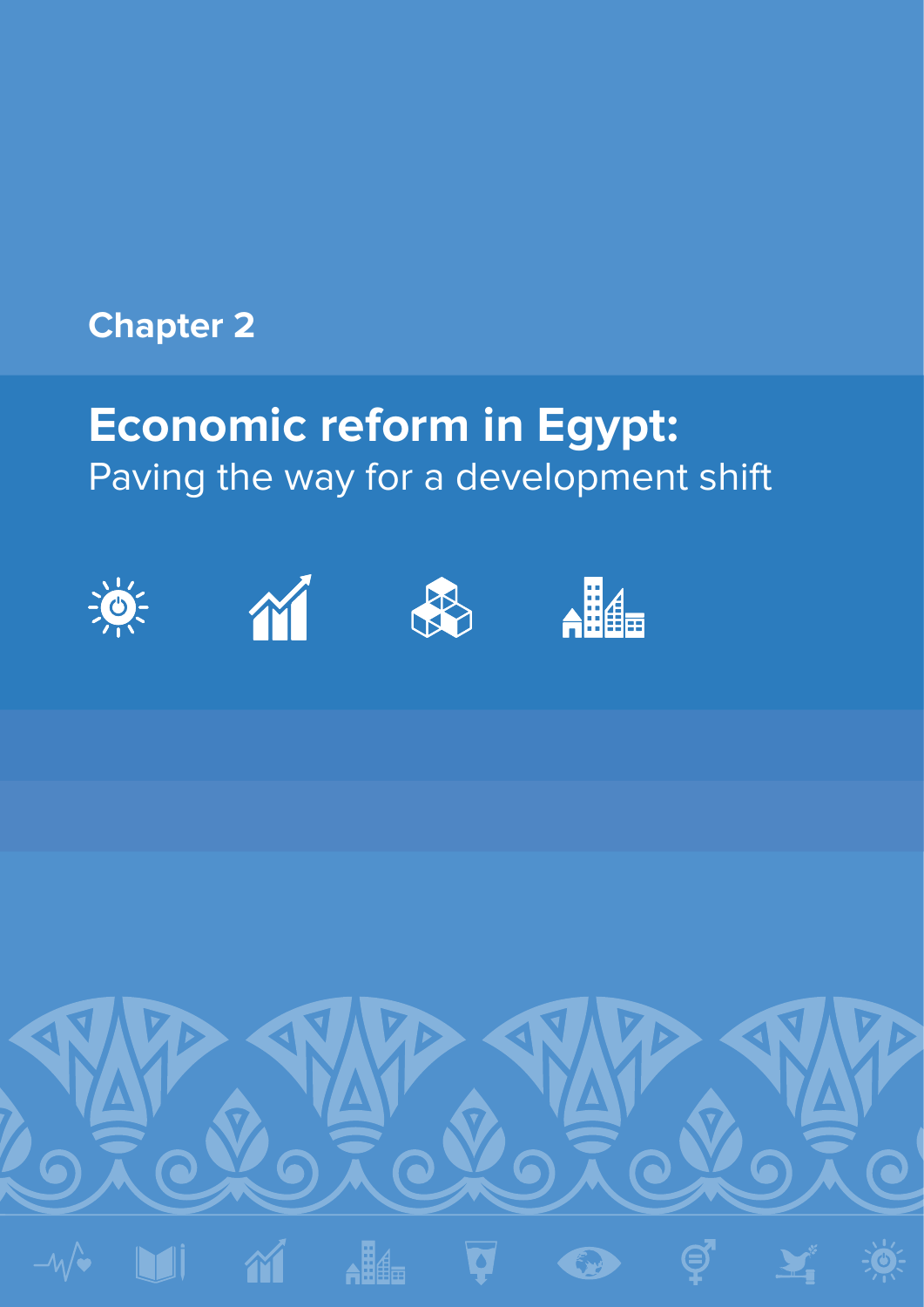Chapter 2

# Economic reform in Egypt:

## Paving the way for a development shift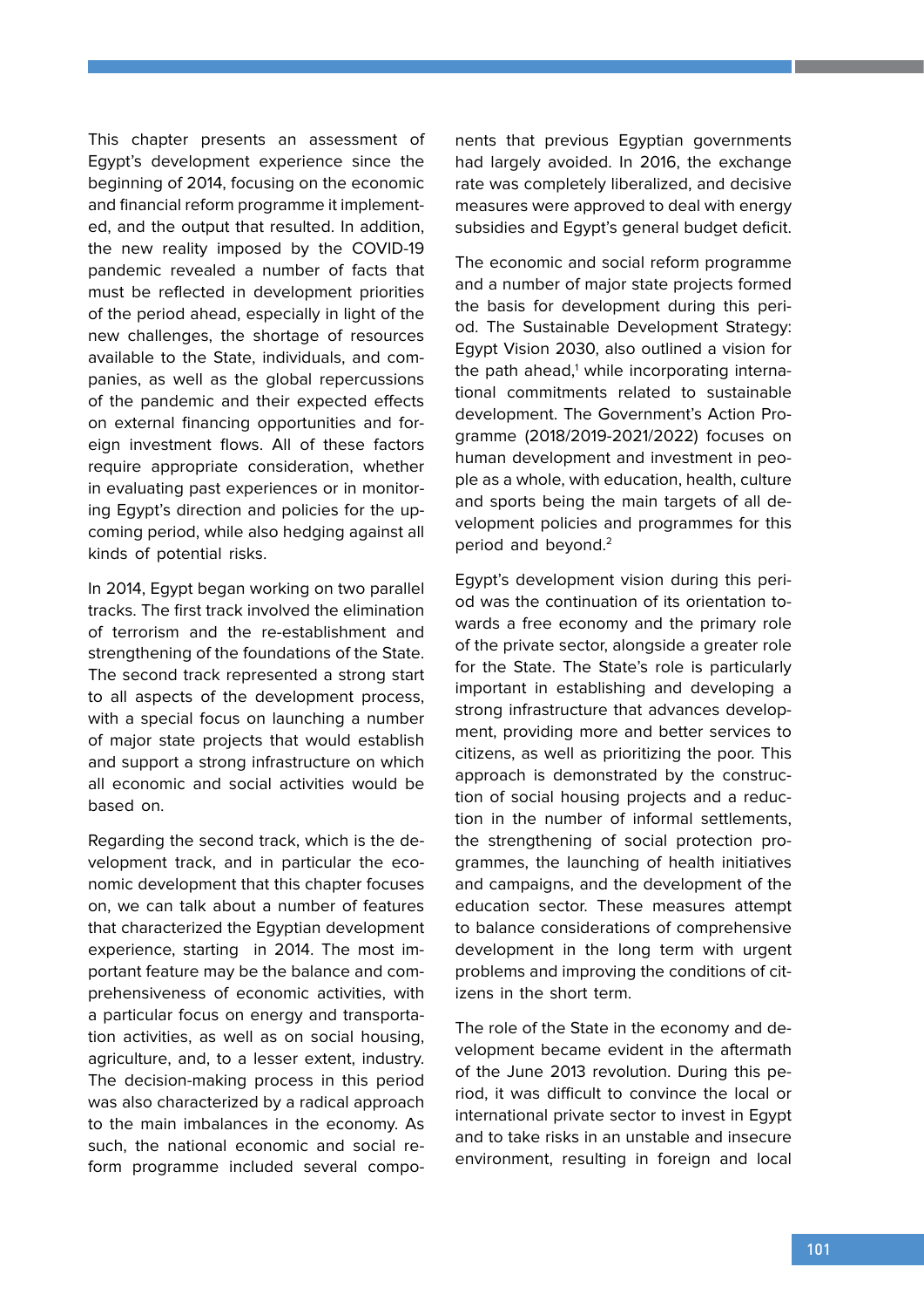This chapter presents an assessment of Egypt's development experience since the beginning of 2014, focusing on the economic and financial reform programme it implemented, and the output that resulted. In addition, the new reality imposed by the COVID-19 pandemic revealed a number of facts that must be reflected in development priorities of the period ahead, especially in light of the new challenges, the shortage of resources available to the State, individuals, and companies, as well as the global repercussions of the pandemic and their expected effects on external financing opportunities and foreign investment flows. All of these factors require appropriate consideration, whether in evaluating past experiences or in monitoring Egypt's direction and policies for the upcoming period, while also hedging against all kinds of potential risks.

In 2014, Egypt began working on two parallel tracks. The first track involved the elimination of terrorism and the re-establishment and strengthening of the foundations of the State. The second track represented a strong start to all aspects of the development process, with a special focus on launching a number of major state projects that would establish and support a strong infrastructure on which all economic and social activities would be based on.

Regarding the second track, which is the development track, and in particular the economic development that this chapter focuses on, we can talk about a number of features that characterized the Egyptian development experience, starting in 2014. The most important feature may be the balance and comprehensiveness of economic activities, with a particular focus on energy and transportation activities, as well as on social housing, agriculture, and, to a lesser extent, industry. The decision-making process in this period was also characterized by a radical approach to the main imbalances in the economy. As such, the national economic and social reform programme included several components that previous Egyptian governments had largely avoided. In 2016, the exchange rate was completely liberalized, and decisive measures were approved to deal with energy subsidies and Egypt's general budget deficit.

The economic and social reform programme and a number of major state projects formed the basis for development during this period. The Sustainable Development Strategy: Egypt Vision 2030, also outlined a vision for the path ahead,[1] while incorporating international commitments related to sustainable development. The Government's Action Programme (2018/2019-2021/2022) focuses on human development and investment in people as a whole, with education, health, culture and sports being the main targets of all development policies and programmes for this period and beyond.[2]

Egypt's development vision during this period was the continuation of its orientation towards a free economy and the primary role of the private sector, alongside a greater role for the State. The State's role is particularly important in establishing and developing a strong infrastructure that advances development, providing more and better services to citizens, as well as prioritizing the poor. This approach is demonstrated by the construction of social housing projects and a reduction in the number of informal settlements, the strengthening of social protection programmes, the launching of health initiatives and campaigns, and the development of the education sector. These measures attempt to balance considerations of comprehensive development in the long term with urgent problems and improving the conditions of citizens in the short term.

The role of the State in the economy and development became evident in the aftermath of the June 2013 revolution. During this period, it was difficult to convince the local or international private sector to invest in Egypt and to take risks in an unstable and insecure environment, resulting in foreign and local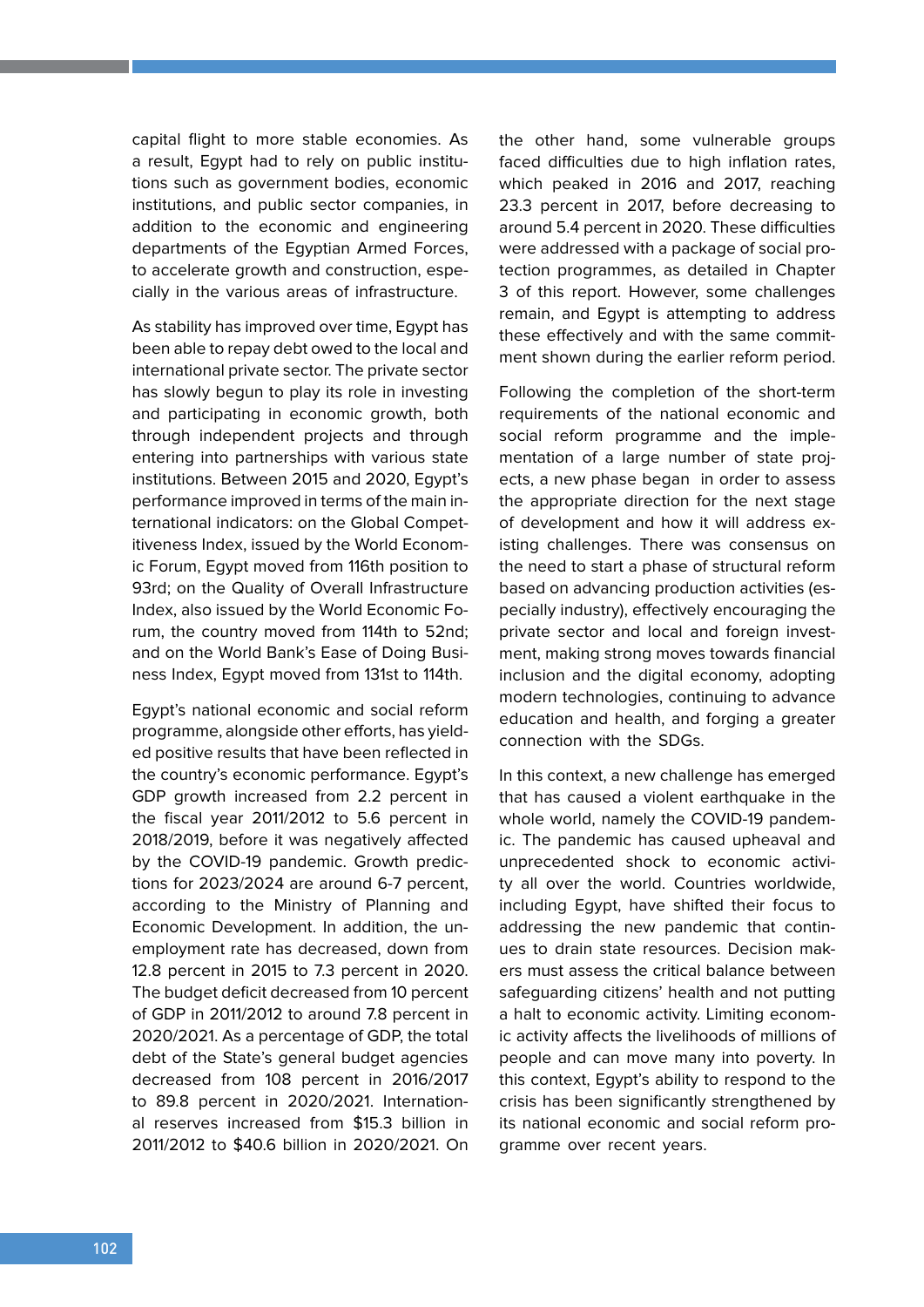capital flight to more stable economies. As a result, Egypt had to rely on public institutions such as government bodies, economic institutions, and public sector companies, in addition to the economic and engineering departments of the Egyptian Armed Forces, to accelerate growth and construction, especially in the various areas of infrastructure.

As stability has improved over time, Egypt has been able to repay debt owed to the local and international private sector. The private sector has slowly begun to play its role in investing and participating in economic growth, both through independent projects and through entering into partnerships with various state institutions. Between 2015 and 2020, Egypt's performance improved in terms of the main international indicators: on the Global Competitiveness Index, issued by the World Economic Forum, Egypt moved from 116th position to 93rd; on the Quality of Overall Infrastructure Index, also issued by the World Economic Forum, the country moved from 114th to 52nd; and on the World Bank's Ease of Doing Business Index, Egypt moved from 131st to 114th.

Egypt's national economic and social reform programme, alongside other efforts, has yielded positive results that have been reflected in the country's economic performance. Egypt's GDP growth increased from 2.2 percent in the fiscal year 2011/2012 to 5.6 percent in 2018/2019, before it was negatively affected by the COVID-19 pandemic. Growth predictions for 2023/2024 are around 6-7 percent, according to the Ministry of Planning and Economic Development. In addition, the unemployment rate has decreased, down from 12.8 percent in 2015 to 7.3 percent in 2020. The budget deficit decreased from 10 percent of GDP in 2011/2012 to around 7.8 percent in 2020/2021. As a percentage of GDP, the total debt of the State's general budget agencies decreased from 108 percent in 2016/2017 to 89.8 percent in 2020/2021. International reserves increased from $15.3 billion in 2011/2012 to $40.6 billion in 2020/2021. On the other hand, some vulnerable groups faced difficulties due to high inflation rates, which peaked in 2016 and 2017, reaching 23.3 percent in 2017, before decreasing to around 5.4 percent in 2020. These difficulties were addressed with a package of social protection programmes, as detailed in Chapter 3 of this report. However, some challenges remain, and Egypt is attempting to address these effectively and with the same commitment shown during the earlier reform period.

Following the completion of the short-term requirements of the national economic and social reform programme and the implementation of a large number of state projects, a new phase began in order to assess the appropriate direction for the next stage of development and how it will address existing challenges. There was consensus on the need to start a phase of structural reform based on advancing production activities (especially industry), effectively encouraging the private sector and local and foreign investment, making strong moves towards financial inclusion and the digital economy, adopting modern technologies, continuing to advance education and health, and forging a greater connection with the SDGs.

In this context, a new challenge has emerged that has caused a violent earthquake in the whole world, namely the COVID-19 pandemic. The pandemic has caused upheaval and unprecedented shock to economic activity all over the world. Countries worldwide, including Egypt, have shifted their focus to addressing the new pandemic that continues to drain state resources. Decision makers must assess the critical balance between safeguarding citizens' health and not putting a halt to economic activity. Limiting economic activity affects the livelihoods of millions of people and can move many into poverty. In this context, Egypt's ability to respond to the crisis has been significantly strengthened by its national economic and social reform programme over recent years.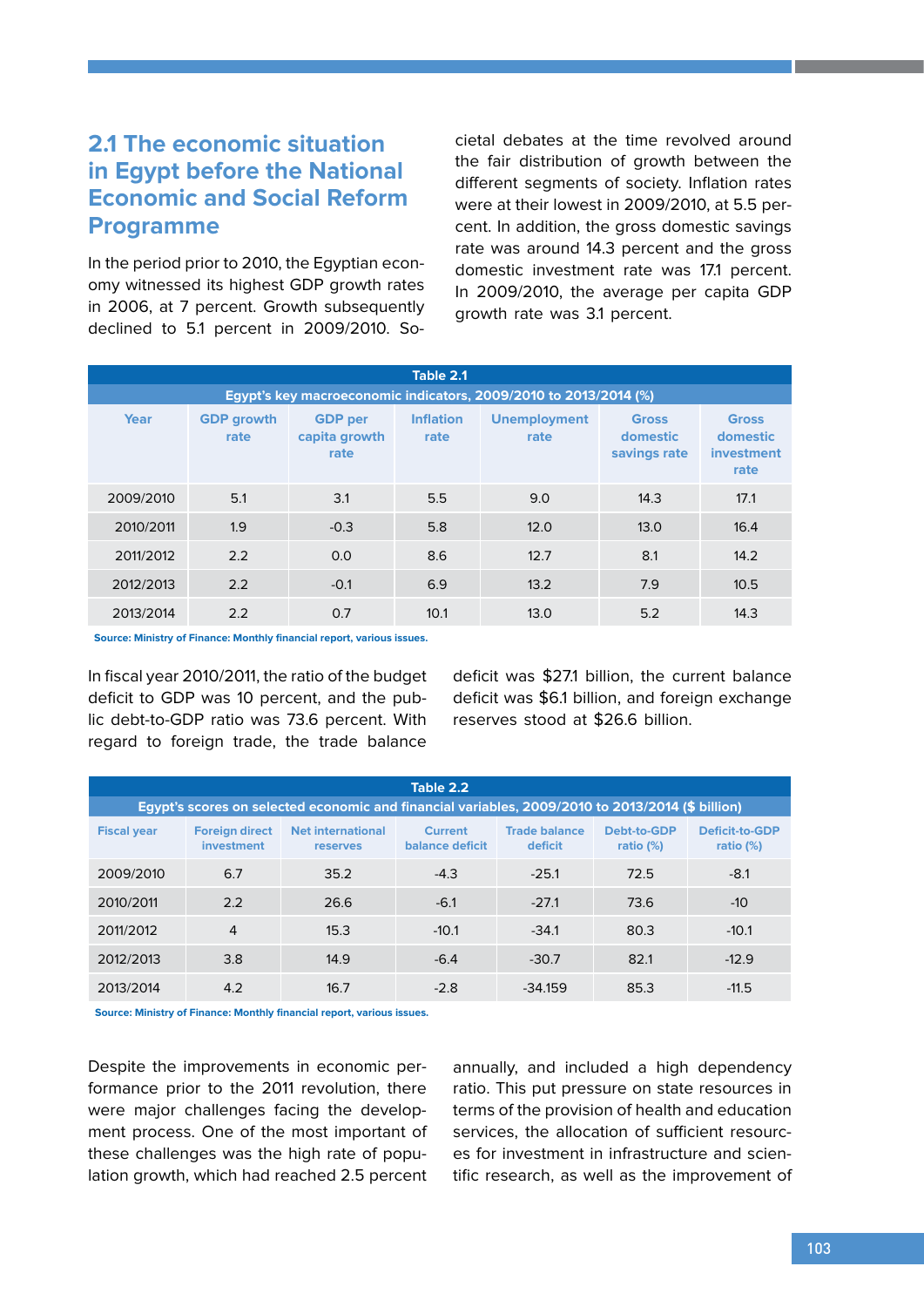## 2.1 The economic situation in Egypt before the National Economic and Social Reform Programme

In the period prior to 2010, the Egyptian economy witnessed its highest GDP growth rates in 2006, at 7 percent. Growth subsequently declined to 5.1 percent in 2009/2010. Societal debates at the time revolved around the fair distribution of growth between the different segments of society. Inflation rates were at their lowest in 2009/2010, at 5.5 percent. In addition, the gross domestic savings rate was around 14.3 percent and the gross domestic investment rate was 17.1 percent. In 2009/2010, the average per capita GDP growth rate was 3.1 percent.

**Table 2.1**
**Egypt's key macroeconomic indicators, 2009/2010 to 2013/2014 (%)**

| Year | GDP growth rate | GDP per capita growth rate | Inflation rate | Unemployment rate | Gross domestic savings rate | Gross domestic investment rate |
|---|---|---|---|---|---|---|
| 2009/2010 | 5.1 | 3.1 | 5.5 | 9.0 | 14.3 | 17.1 |
| 2010/2011 | 1.9 | -0.3 | 5.8 | 12.0 | 13.0 | 16.4 |
| 2011/2012 | 2.2 | 0.0 | 8.6 | 12.7 | 8.1 | 14.2 |
| 2012/2013 | 2.2 | -0.1 | 6.9 | 13.2 | 7.9 | 10.5 |
| 2013/2014 | 2.2 | 0.7 | 10.1 | 13.0 | 5.2 | 14.3 |

Source: Ministry of Finance: Monthly financial report, various issues.

In fiscal year 2010/2011, the ratio of the budget deficit to GDP was 10 percent, and the public debt-to-GDP ratio was 73.6 percent. With regard to foreign trade, the trade balance deficit was $27.1 billion, the current balance deficit was $6.1 billion, and foreign exchange reserves stood at $26.6 billion.

**Table 2.2**
**Egypt's scores on selected economic and financial variables, 2009/2010 to 2013/2014 ($ billion)**

| Fiscal year | Foreign direct investment | Net international reserves | Current balance deficit | Trade balance deficit | Debt-to-GDP ratio (%) | Deficit-to-GDP ratio (%) |
|---|---|---|---|---|---|---|
| 2009/2010 | 6.7 | 35.2 | -4.3 | -25.1 | 72.5 | -8.1 |
| 2010/2011 | 2.2 | 26.6 | -6.1 | -27.1 | 73.6 | -10 |
| 2011/2012 | 4 | 15.3 | -10.1 | -34.1 | 80.3 | -10.1 |
| 2012/2013 | 3.8 | 14.9 | -6.4 | -30.7 | 82.1 | -12.9 |
| 2013/2014 | 4.2 | 16.7 | -2.8 | -34.159 | 85.3 | -11.5 |

Source: Ministry of Finance: Monthly financial report, various issues.

Despite the improvements in economic performance prior to the 2011 revolution, there were major challenges facing the development process. One of the most important of these challenges was the high rate of population growth, which had reached 2.5 percent annually, and included a high dependency ratio. This put pressure on state resources in terms of the provision of health and education services, the allocation of sufficient resources for investment in infrastructure and scientific research, as well as the improvement of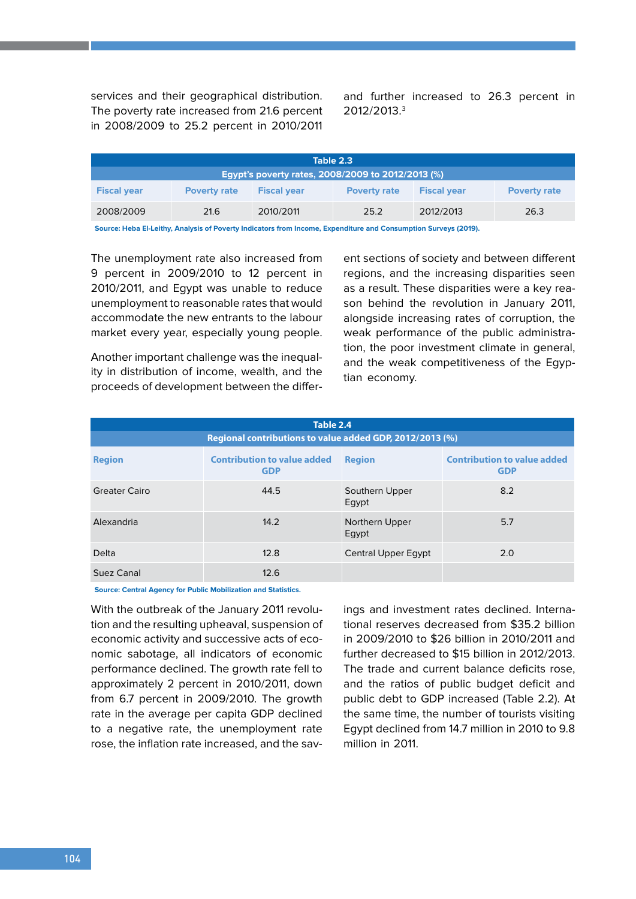services and their geographical distribution. The poverty rate increased from 21.6 percent in 2008/2009 to 25.2 percent in 2010/2011 and further increased to 26.3 percent in 2012/2013.[3]

**Table 2.3**
**Egypt's poverty rates, 2008/2009 to 2012/2013 (%)**

| Fiscal year | Poverty rate | Fiscal year | Poverty rate | Fiscal year | Poverty rate |
|---|---|---|---|---|---|
| 2008/2009 | 21.6 | 2010/2011 | 25.2 | 2012/2013 | 26.3 |

Source: Heba El-Leithy, Analysis of Poverty Indicators from Income, Expenditure and Consumption Surveys (2019).

The unemployment rate also increased from 9 percent in 2009/2010 to 12 percent in 2010/2011, and Egypt was unable to reduce unemployment to reasonable rates that would accommodate the new entrants to the labour market every year, especially young people.

Another important challenge was the inequality in distribution of income, wealth, and the proceeds of development between the different sections of society and between different regions, and the increasing disparities seen as a result. These disparities were a key reason behind the revolution in January 2011, alongside increasing rates of corruption, the weak performance of the public administration, the poor investment climate in general, and the weak competitiveness of the Egyptian economy.

**Table 2.4**
**Regional contributions to value added GDP, 2012/2013 (%)**

| Region | Contribution to value added GDP | Region | Contribution to value added GDP |
|---|---|---|---|
| Greater Cairo | 44.5 | Southern Upper Egypt | 8.2 |
| Alexandria | 14.2 | Northern Upper Egypt | 5.7 |
| Delta | 12.8 | Central Upper Egypt | 2.0 |
| Suez Canal | 12.6 | | |

Source: Central Agency for Public Mobilization and Statistics.

With the outbreak of the January 2011 revolution and the resulting upheaval, suspension of economic activity and successive acts of economic sabotage, all indicators of economic performance declined. The growth rate fell to approximately 2 percent in 2010/2011, down from 6.7 percent in 2009/2010. The growth rate in the average per capita GDP declined to a negative rate, the unemployment rate rose, the inflation rate increased, and the savings and investment rates declined. International reserves decreased from $35.2 billion in 2009/2010 to $26 billion in 2010/2011 and further decreased to $15 billion in 2012/2013. The trade and current balance deficits rose, and the ratios of public budget deficit and public debt to GDP increased (Table 2.2). At the same time, the number of tourists visiting Egypt declined from 14.7 million in 2010 to 9.8 million in 2011.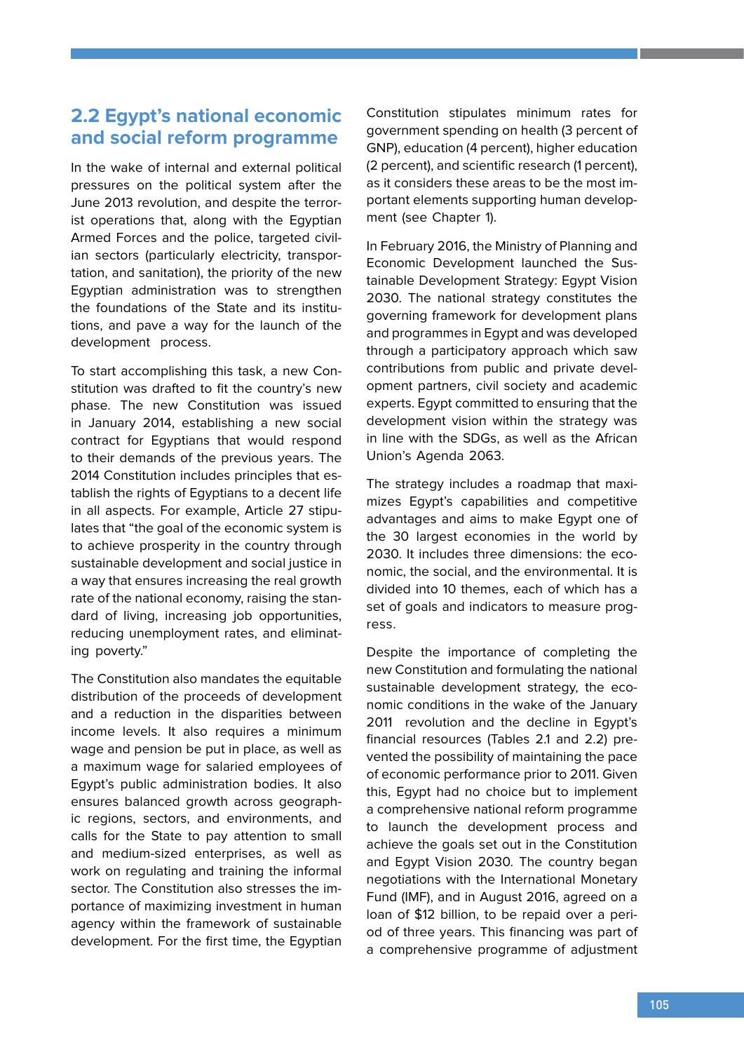## 2.2 Egypt's national economic and social reform programme

In the wake of internal and external political pressures on the political system after the June 2013 revolution, and despite the terrorist operations that, along with the Egyptian Armed Forces and the police, targeted civilian sectors (particularly electricity, transportation, and sanitation), the priority of the new Egyptian administration was to strengthen the foundations of the State and its institutions, and pave a way for the launch of the development process.

To start accomplishing this task, a new Constitution was drafted to fit the country's new phase. The new Constitution was issued in January 2014, establishing a new social contract for Egyptians that would respond to their demands of the previous years. The 2014 Constitution includes principles that establish the rights of Egyptians to a decent life in all aspects. For example, Article 27 stipulates that "the goal of the economic system is to achieve prosperity in the country through sustainable development and social justice in a way that ensures increasing the real growth rate of the national economy, raising the standard of living, increasing job opportunities, reducing unemployment rates, and eliminating poverty."

The Constitution also mandates the equitable distribution of the proceeds of development and a reduction in the disparities between income levels. It also requires a minimum wage and pension be put in place, as well as a maximum wage for salaried employees of Egypt's public administration bodies. It also ensures balanced growth across geographic regions, sectors, and environments, and calls for the State to pay attention to small and medium-sized enterprises, as well as work on regulating and training the informal sector. The Constitution also stresses the importance of maximizing investment in human agency within the framework of sustainable development. For the first time, the Egyptian Constitution stipulates minimum rates for government spending on health (3 percent of GNP), education (4 percent), higher education (2 percent), and scientific research (1 percent), as it considers these areas to be the most important elements supporting human development (see Chapter 1).

In February 2016, the Ministry of Planning and Economic Development launched the Sustainable Development Strategy: Egypt Vision 2030. The national strategy constitutes the governing framework for development plans and programmes in Egypt and was developed through a participatory approach which saw contributions from public and private development partners, civil society and academic experts. Egypt committed to ensuring that the development vision within the strategy was in line with the SDGs, as well as the African Union's Agenda 2063.

The strategy includes a roadmap that maximizes Egypt's capabilities and competitive advantages and aims to make Egypt one of the 30 largest economies in the world by 2030. It includes three dimensions: the economic, the social, and the environmental. It is divided into 10 themes, each of which has a set of goals and indicators to measure progress.

Despite the importance of completing the new Constitution and formulating the national sustainable development strategy, the economic conditions in the wake of the January 2011 revolution and the decline in Egypt's financial resources (Tables 2.1 and 2.2) prevented the possibility of maintaining the pace of economic performance prior to 2011. Given this, Egypt had no choice but to implement a comprehensive national reform programme to launch the development process and achieve the goals set out in the Constitution and Egypt Vision 2030. The country began negotiations with the International Monetary Fund (IMF), and in August 2016, agreed on a loan of $12 billion, to be repaid over a period of three years. This financing was part of a comprehensive programme of adjustment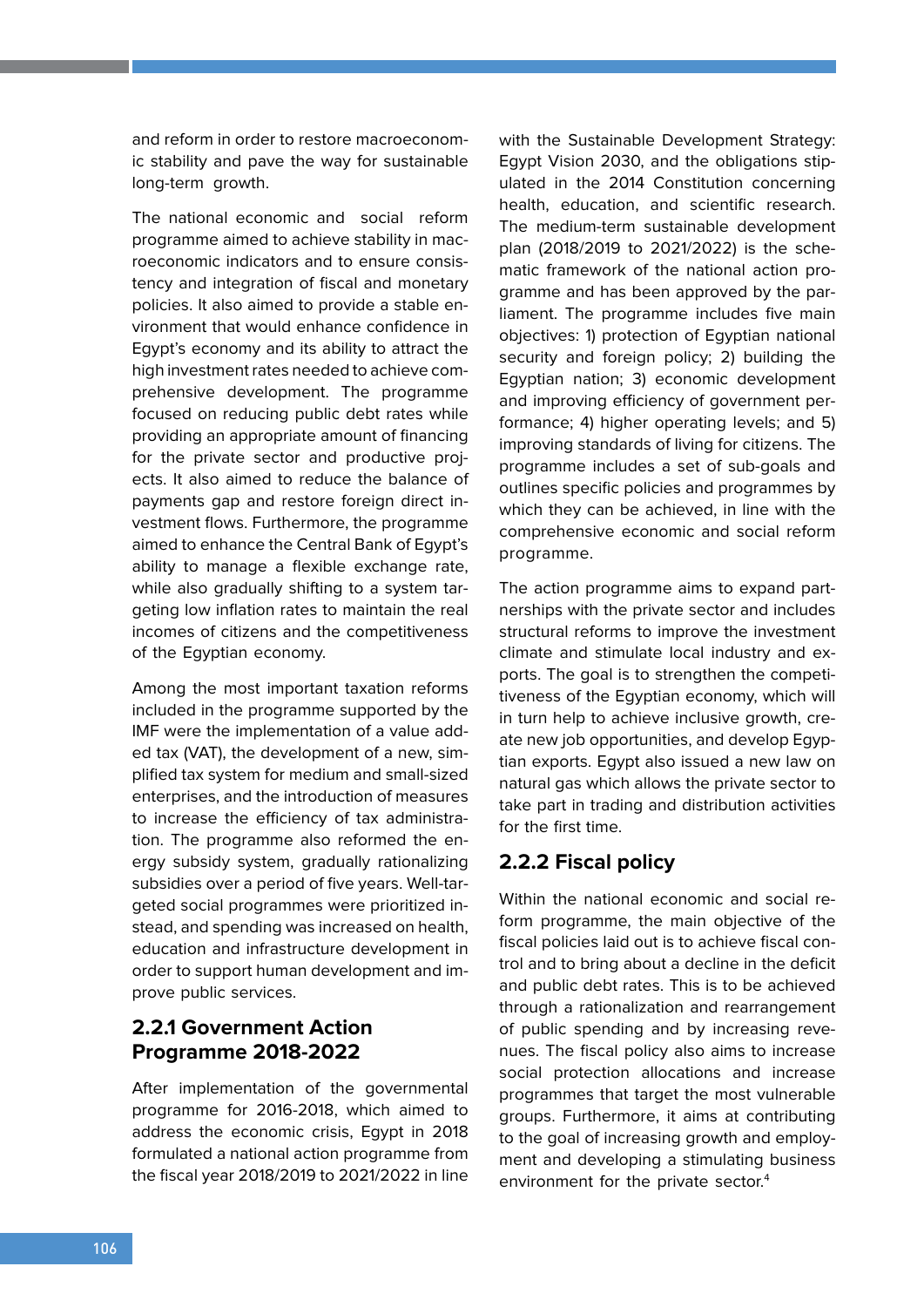and reform in order to restore macroeconomic stability and pave the way for sustainable long-term growth.

The national economic and social reform programme aimed to achieve stability in macroeconomic indicators and to ensure consistency and integration of fiscal and monetary policies. It also aimed to provide a stable environment that would enhance confidence in Egypt's economy and its ability to attract the high investment rates needed to achieve comprehensive development. The programme focused on reducing public debt rates while providing an appropriate amount of financing for the private sector and productive projects. It also aimed to reduce the balance of payments gap and restore foreign direct investment flows. Furthermore, the programme aimed to enhance the Central Bank of Egypt's ability to manage a flexible exchange rate, while also gradually shifting to a system targeting low inflation rates to maintain the real incomes of citizens and the competitiveness of the Egyptian economy.

Among the most important taxation reforms included in the programme supported by the IMF were the implementation of a value added tax (VAT), the development of a new, simplified tax system for medium and small-sized enterprises, and the introduction of measures to increase the efficiency of tax administration. The programme also reformed the energy subsidy system, gradually rationalizing subsidies over a period of five years. Well-targeted social programmes were prioritized instead, and spending was increased on health, education and infrastructure development in order to support human development and improve public services.

### 2.2.1 Government Action Programme 2018-2022

After implementation of the governmental programme for 2016-2018, which aimed to address the economic crisis, Egypt in 2018 formulated a national action programme from the fiscal year 2018/2019 to 2021/2022 in line with the Sustainable Development Strategy: Egypt Vision 2030, and the obligations stipulated in the 2014 Constitution concerning health, education, and scientific research. The medium-term sustainable development plan (2018/2019 to 2021/2022) is the schematic framework of the national action programme and has been approved by the parliament. The programme includes five main objectives: 1) protection of Egyptian national security and foreign policy; 2) building the Egyptian nation; 3) economic development and improving efficiency of government performance; 4) higher operating levels; and 5) improving standards of living for citizens. The programme includes a set of sub-goals and outlines specific policies and programmes by which they can be achieved, in line with the comprehensive economic and social reform programme.

The action programme aims to expand partnerships with the private sector and includes structural reforms to improve the investment climate and stimulate local industry and exports. The goal is to strengthen the competitiveness of the Egyptian economy, which will in turn help to achieve inclusive growth, create new job opportunities, and develop Egyptian exports. Egypt also issued a new law on natural gas which allows the private sector to take part in trading and distribution activities for the first time.

### 2.2.2 Fiscal policy

Within the national economic and social reform programme, the main objective of the fiscal policies laid out is to achieve fiscal control and to bring about a decline in the deficit and public debt rates. This is to be achieved through a rationalization and rearrangement of public spending and by increasing revenues. The fiscal policy also aims to increase social protection allocations and increase programmes that target the most vulnerable groups. Furthermore, it aims at contributing to the goal of increasing growth and employment and developing a stimulating business environment for the private sector.[4]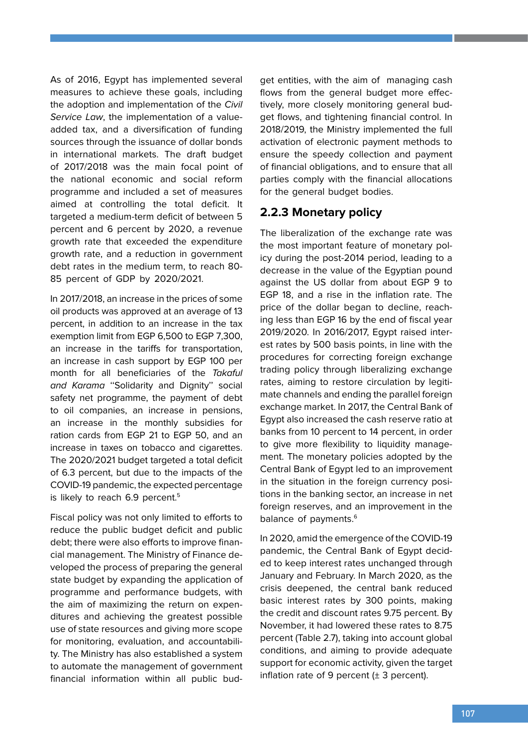As of 2016, Egypt has implemented several measures to achieve these goals, including the adoption and implementation of the *Civil Service Law*, the implementation of a value-added tax, and a diversification of funding sources through the issuance of dollar bonds in international markets. The draft budget of 2017/2018 was the main focal point of the national economic and social reform programme and included a set of measures aimed at controlling the total deficit. It targeted a medium-term deficit of between 5 percent and 6 percent by 2020, a revenue growth rate that exceeded the expenditure growth rate, and a reduction in government debt rates in the medium term, to reach 80-85 percent of GDP by 2020/2021.

In 2017/2018, an increase in the prices of some oil products was approved at an average of 13 percent, in addition to an increase in the tax exemption limit from EGP 6,500 to EGP 7,300, an increase in the tariffs for transportation, an increase in cash support by EGP 100 per month for all beneficiaries of the *Takaful and Karama* "Solidarity and Dignity" social safety net programme, the payment of debt to oil companies, an increase in pensions, an increase in the monthly subsidies for ration cards from EGP 21 to EGP 50, and an increase in taxes on tobacco and cigarettes. The 2020/2021 budget targeted a total deficit of 6.3 percent, but due to the impacts of the COVID-19 pandemic, the expected percentage is likely to reach 6.9 percent.[5]

Fiscal policy was not only limited to efforts to reduce the public budget deficit and public debt; there were also efforts to improve financial management. The Ministry of Finance developed the process of preparing the general state budget by expanding the application of programme and performance budgets, with the aim of maximizing the return on expenditures and achieving the greatest possible use of state resources and giving more scope for monitoring, evaluation, and accountability. The Ministry has also established a system to automate the management of government financial information within all public budget entities, with the aim of managing cash flows from the general budget more effectively, more closely monitoring general budget flows, and tightening financial control. In 2018/2019, the Ministry implemented the full activation of electronic payment methods to ensure the speedy collection and payment of financial obligations, and to ensure that all parties comply with the financial allocations for the general budget bodies.

### 2.2.3 Monetary policy

The liberalization of the exchange rate was the most important feature of monetary policy during the post-2014 period, leading to a decrease in the value of the Egyptian pound against the US dollar from about EGP 9 to EGP 18, and a rise in the inflation rate. The price of the dollar began to decline, reaching less than EGP 16 by the end of fiscal year 2019/2020. In 2016/2017, Egypt raised interest rates by 500 basis points, in line with the procedures for correcting foreign exchange trading policy through liberalizing exchange rates, aiming to restore circulation by legitimate channels and ending the parallel foreign exchange market. In 2017, the Central Bank of Egypt also increased the cash reserve ratio at banks from 10 percent to 14 percent, in order to give more flexibility to liquidity management. The monetary policies adopted by the Central Bank of Egypt led to an improvement in the situation in the foreign currency positions in the banking sector, an increase in net foreign reserves, and an improvement in the balance of payments.[6]

In 2020, amid the emergence of the COVID-19 pandemic, the Central Bank of Egypt decided to keep interest rates unchanged through January and February. In March 2020, as the crisis deepened, the central bank reduced basic interest rates by 300 points, making the credit and discount rates 9.75 percent. By November, it had lowered these rates to 8.75 percent (Table 2.7), taking into account global conditions, and aiming to provide adequate support for economic activity, given the target inflation rate of 9 percent (± 3 percent).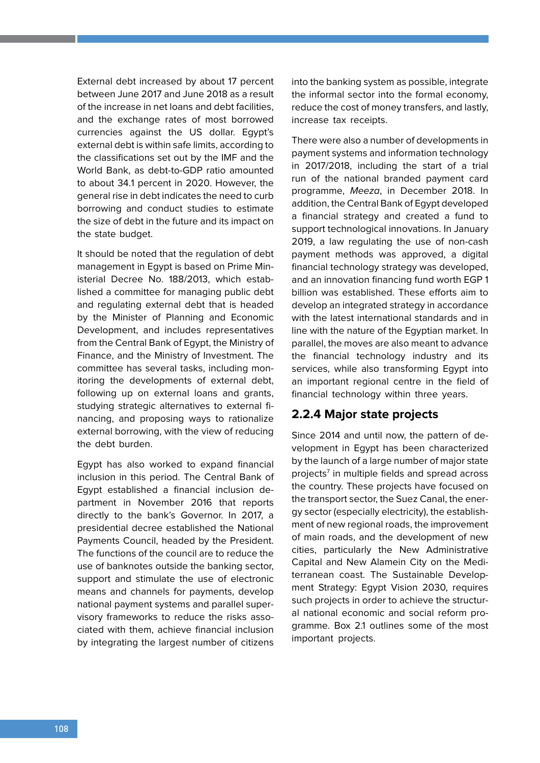External debt increased by about 17 percent between June 2017 and June 2018 as a result of the increase in net loans and debt facilities, and the exchange rates of most borrowed currencies against the US dollar. Egypt's external debt is within safe limits, according to the classifications set out by the IMF and the World Bank, as debt-to-GDP ratio amounted to about 34.1 percent in 2020. However, the general rise in debt indicates the need to curb borrowing and conduct studies to estimate the size of debt in the future and its impact on the state budget.

It should be noted that the regulation of debt management in Egypt is based on Prime Ministerial Decree No. 188/2013, which established a committee for managing public debt and regulating external debt that is headed by the Minister of Planning and Economic Development, and includes representatives from the Central Bank of Egypt, the Ministry of Finance, and the Ministry of Investment. The committee has several tasks, including monitoring the developments of external debt, following up on external loans and grants, studying strategic alternatives to external financing, and proposing ways to rationalize external borrowing, with the view of reducing the debt burden.

Egypt has also worked to expand financial inclusion in this period. The Central Bank of Egypt established a financial inclusion department in November 2016 that reports directly to the bank's Governor. In 2017, a presidential decree established the National Payments Council, headed by the President. The functions of the council are to reduce the use of banknotes outside the banking sector, support and stimulate the use of electronic means and channels for payments, develop national payment systems and parallel supervisory frameworks to reduce the risks associated with them, achieve financial inclusion by integrating the largest number of citizens into the banking system as possible, integrate the informal sector into the formal economy, reduce the cost of money transfers, and lastly, increase tax receipts.

There were also a number of developments in payment systems and information technology in 2017/2018, including the start of a trial run of the national branded payment card programme, *Meeza*, in December 2018. In addition, the Central Bank of Egypt developed a financial strategy and created a fund to support technological innovations. In January 2019, a law regulating the use of non-cash payment methods was approved, a digital financial technology strategy was developed, and an innovation financing fund worth EGP 1 billion was established. These efforts aim to develop an integrated strategy in accordance with the latest international standards and in line with the nature of the Egyptian market. In parallel, the moves are also meant to advance the financial technology industry and its services, while also transforming Egypt into an important regional centre in the field of financial technology within three years.

### 2.2.4 Major state projects

Since 2014 and until now, the pattern of development in Egypt has been characterized by the launch of a large number of major state projects[7] in multiple fields and spread across the country. These projects have focused on the transport sector, the Suez Canal, the energy sector (especially electricity), the establishment of new regional roads, the improvement of main roads, and the development of new cities, particularly the New Administrative Capital and New Alamein City on the Mediterranean coast. The Sustainable Development Strategy: Egypt Vision 2030, requires such projects in order to achieve the structural national economic and social reform programme. Box 2.1 outlines some of the most important projects.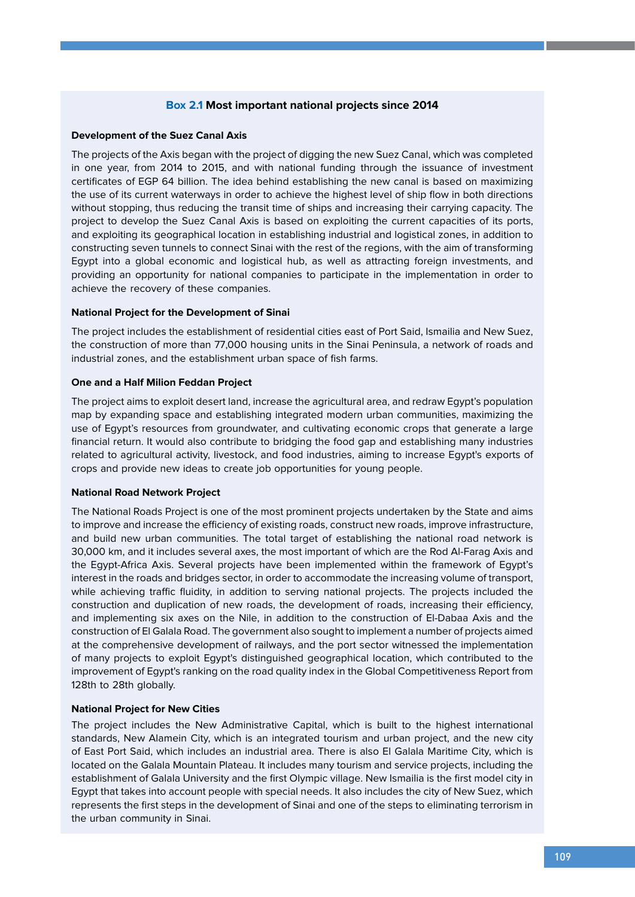### Box 2.1 Most important national projects since 2014

**Development of the Suez Canal Axis**

The projects of the Axis began with the project of digging the new Suez Canal, which was completed in one year, from 2014 to 2015, and with national funding through the issuance of investment certificates of EGP 64 billion. The idea behind establishing the new canal is based on maximizing the use of its current waterways in order to achieve the highest level of ship flow in both directions without stopping, thus reducing the transit time of ships and increasing their carrying capacity. The project to develop the Suez Canal Axis is based on exploiting the current capacities of its ports, and exploiting its geographical location in establishing industrial and logistical zones, in addition to constructing seven tunnels to connect Sinai with the rest of the regions, with the aim of transforming Egypt into a global economic and logistical hub, as well as attracting foreign investments, and providing an opportunity for national companies to participate in the implementation in order to achieve the recovery of these companies.

**National Project for the Development of Sinai**

The project includes the establishment of residential cities east of Port Said, Ismailia and New Suez, the construction of more than 77,000 housing units in the Sinai Peninsula, a network of roads and industrial zones, and the establishment urban space of fish farms.

**One and a Half Milion Feddan Project**

The project aims to exploit desert land, increase the agricultural area, and redraw Egypt's population map by expanding space and establishing integrated modern urban communities, maximizing the use of Egypt's resources from groundwater, and cultivating economic crops that generate a large financial return. It would also contribute to bridging the food gap and establishing many industries related to agricultural activity, livestock, and food industries, aiming to increase Egypt's exports of crops and provide new ideas to create job opportunities for young people.

**National Road Network Project**

The National Roads Project is one of the most prominent projects undertaken by the State and aims to improve and increase the efficiency of existing roads, construct new roads, improve infrastructure, and build new urban communities. The total target of establishing the national road network is 30,000 km, and it includes several axes, the most important of which are the Rod Al-Farag Axis and the Egypt-Africa Axis. Several projects have been implemented within the framework of Egypt's interest in the roads and bridges sector, in order to accommodate the increasing volume of transport, while achieving traffic fluidity, in addition to serving national projects. The projects included the construction and duplication of new roads, the development of roads, increasing their efficiency, and implementing six axes on the Nile, in addition to the construction of El-Dabaa Axis and the construction of El Galala Road. The government also sought to implement a number of projects aimed at the comprehensive development of railways, and the port sector witnessed the implementation of many projects to exploit Egypt's distinguished geographical location, which contributed to the improvement of Egypt's ranking on the road quality index in the Global Competitiveness Report from 128th to 28th globally.

**National Project for New Cities**

The project includes the New Administrative Capital, which is built to the highest international standards, New Alamein City, which is an integrated tourism and urban project, and the new city of East Port Said, which includes an industrial area. There is also El Galala Maritime City, which is located on the Galala Mountain Plateau. It includes many tourism and service projects, including the establishment of Galala University and the first Olympic village. New Ismailia is the first model city in Egypt that takes into account people with special needs. It also includes the city of New Suez, which represents the first steps in the development of Sinai and one of the steps to eliminating terrorism in the urban community in Sinai.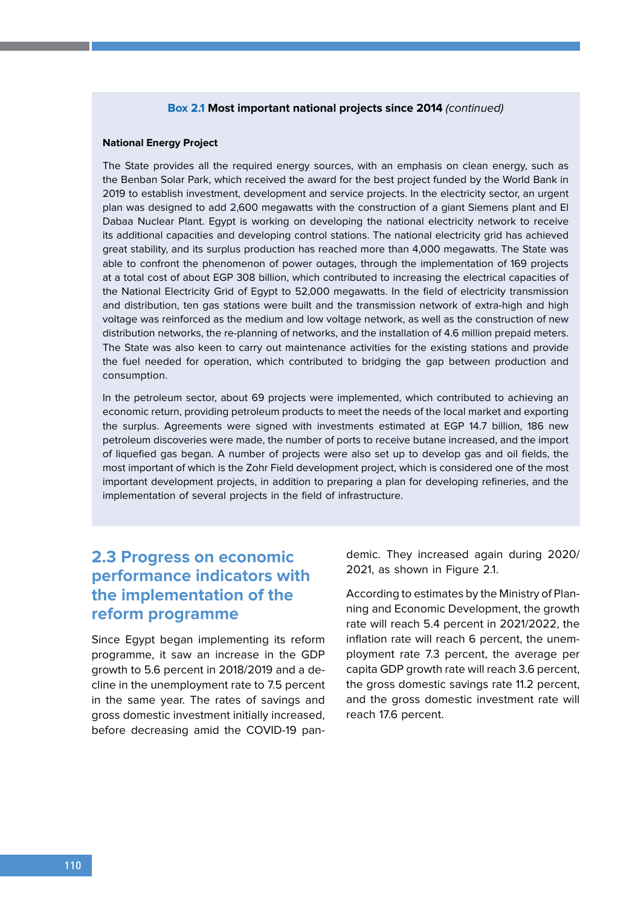**Box 2.1 Most important national projects since 2014** *(continued)*

**National Energy Project**

The State provides all the required energy sources, with an emphasis on clean energy, such as the Benban Solar Park, which received the award for the best project funded by the World Bank in 2019 to establish investment, development and service projects. In the electricity sector, an urgent plan was designed to add 2,600 megawatts with the construction of a giant Siemens plant and El Dabaa Nuclear Plant. Egypt is working on developing the national electricity network to receive its additional capacities and developing control stations. The national electricity grid has achieved great stability, and its surplus production has reached more than 4,000 megawatts. The State was able to confront the phenomenon of power outages, through the implementation of 169 projects at a total cost of about EGP 308 billion, which contributed to increasing the electrical capacities of the National Electricity Grid of Egypt to 52,000 megawatts. In the field of electricity transmission and distribution, ten gas stations were built and the transmission network of extra-high and high voltage was reinforced as the medium and low voltage network, as well as the construction of new distribution networks, the re-planning of networks, and the installation of 4.6 million prepaid meters. The State was also keen to carry out maintenance activities for the existing stations and provide the fuel needed for operation, which contributed to bridging the gap between production and consumption.

In the petroleum sector, about 69 projects were implemented, which contributed to achieving an economic return, providing petroleum products to meet the needs of the local market and exporting the surplus. Agreements were signed with investments estimated at EGP 14.7 billion, 186 new petroleum discoveries were made, the number of ports to receive butane increased, and the import of liquefied gas began. A number of projects were also set up to develop gas and oil fields, the most important of which is the Zohr Field development project, which is considered one of the most important development projects, in addition to preparing a plan for developing refineries, and the implementation of several projects in the field of infrastructure.

## 2.3 Progress on economic performance indicators with the implementation of the reform programme

Since Egypt began implementing its reform programme, it saw an increase in the GDP growth to 5.6 percent in 2018/2019 and a decline in the unemployment rate to 7.5 percent in the same year. The rates of savings and gross domestic investment initially increased, before decreasing amid the COVID-19 pandemic. They increased again during 2020/2021, as shown in Figure 2.1.

According to estimates by the Ministry of Planning and Economic Development, the growth rate will reach 5.4 percent in 2021/2022, the inflation rate will reach 6 percent, the unemployment rate 7.3 percent, the average per capita GDP growth rate will reach 3.6 percent, the gross domestic savings rate 11.2 percent, and the gross domestic investment rate will reach 17.6 percent.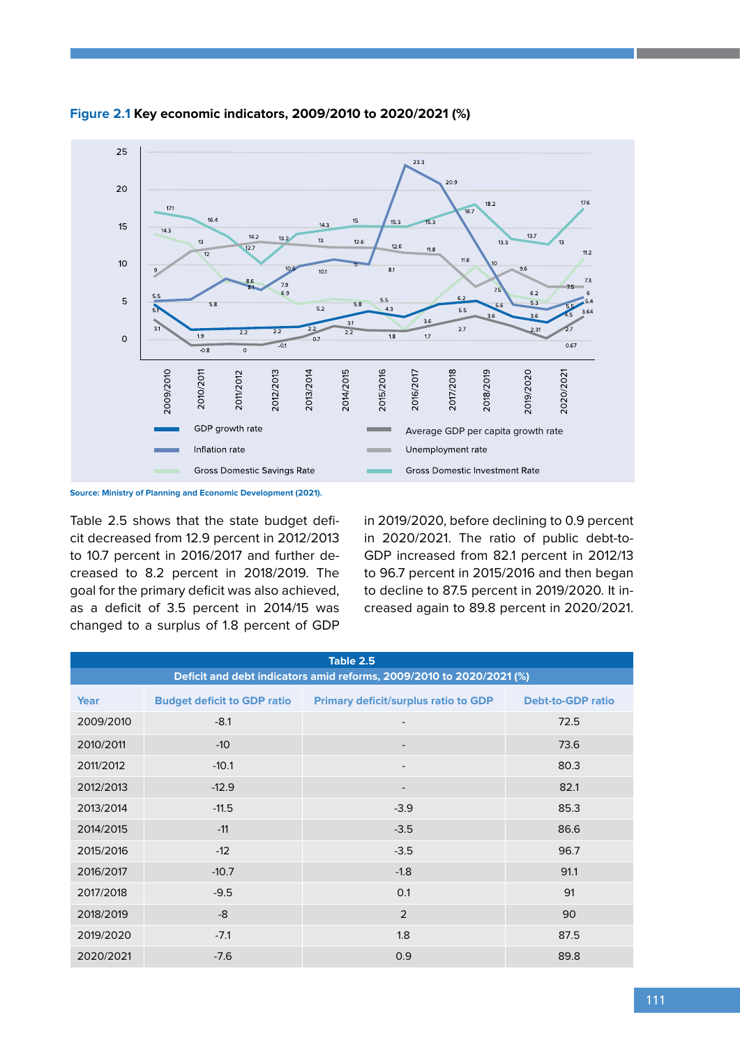**Figure 2.1** Key economic indicators, 2009/2010 to 2020/2021 (%)

Source: Ministry of Planning and Economic Development (2021).

Table 2.5 shows that the state budget deficit decreased from 12.9 percent in 2012/2013 to 10.7 percent in 2016/2017 and further decreased to 8.2 percent in 2018/2019. The goal for the primary deficit was also achieved, as a deficit of 3.5 percent in 2014/15 was changed to a surplus of 1.8 percent of GDP in 2019/2020, before declining to 0.9 percent in 2020/2021. The ratio of public debt-to-GDP increased from 82.1 percent in 2012/13 to 96.7 percent in 2015/2016 and then began to decline to 87.5 percent in 2019/2020. It increased again to 89.8 percent in 2020/2021.

**Table 2.5**
**Deficit and debt indicators amid reforms, 2009/2010 to 2020/2021 (%)**

| Year | Budget deficit to GDP ratio | Primary deficit/surplus ratio to GDP | Debt-to-GDP ratio |
|---|---|---|---|
| 2009/2010 | -8.1 | - | 72.5 |
| 2010/2011 | -10 | - | 73.6 |
| 2011/2012 | -10.1 | - | 80.3 |
| 2012/2013 | -12.9 | - | 82.1 |
| 2013/2014 | -11.5 | -3.9 | 85.3 |
| 2014/2015 | -11 | -3.5 | 86.6 |
| 2015/2016 | -12 | -3.5 | 96.7 |
| 2016/2017 | -10.7 | -1.8 | 91.1 |
| 2017/2018 | -9.5 | 0.1 | 91 |
| 2018/2019 | -8 | 2 | 90 |
| 2019/2020 | -7.1 | 1.8 | 87.5 |
| 2020/2021 | -7.6 | 0.9 | 89.8 |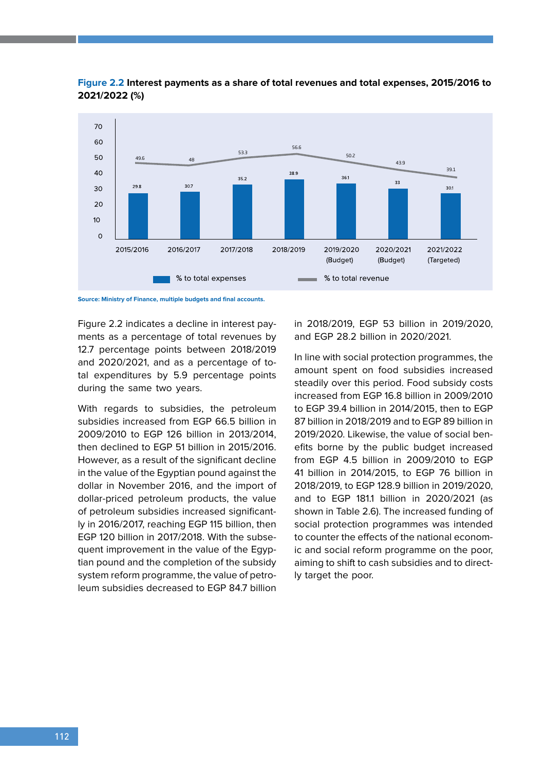**Figure 2.2** **Interest payments as a share of total revenues and total expenses, 2015/2016 to 2021/2022 (%)**

| Year | % to total expenses | % to total revenue |
|---|---|---|
| 2015/2016 | 29.8 | 49.6 |
| 2016/2017 | 30.7 | 48 |
| 2017/2018 | 35.2 | 53.3 |
| 2018/2019 | 38.9 | 56.6 |
| 2019/2020 (Budget) | 36.1 | 50.2 |
| 2020/2021 (Budget) | 33 | 43.9 |
| 2021/2022 (Targeted) | 30.1 | 39.1 |

Source: Ministry of Finance, multiple budgets and final accounts.

Figure 2.2 indicates a decline in interest payments as a percentage of total revenues by 12.7 percentage points between 2018/2019 and 2020/2021, and as a percentage of total expenditures by 5.9 percentage points during the same two years.

With regards to subsidies, the petroleum subsidies increased from EGP 66.5 billion in 2009/2010 to EGP 126 billion in 2013/2014, then declined to EGP 51 billion in 2015/2016. However, as a result of the significant decline in the value of the Egyptian pound against the dollar in November 2016, and the import of dollar-priced petroleum products, the value of petroleum subsidies increased significantly in 2016/2017, reaching EGP 115 billion, then EGP 120 billion in 2017/2018. With the subsequent improvement in the value of the Egyptian pound and the completion of the subsidy system reform programme, the value of petroleum subsidies decreased to EGP 84.7 billion in 2018/2019, EGP 53 billion in 2019/2020, and EGP 28.2 billion in 2020/2021.

In line with social protection programmes, the amount spent on food subsidies increased steadily over this period. Food subsidy costs increased from EGP 16.8 billion in 2009/2010 to EGP 39.4 billion in 2014/2015, then to EGP 87 billion in 2018/2019 and to EGP 89 billion in 2019/2020. Likewise, the value of social benefits borne by the public budget increased from EGP 4.5 billion in 2009/2010 to EGP 41 billion in 2014/2015, to EGP 76 billion in 2018/2019, to EGP 128.9 billion in 2019/2020, and to EGP 181.1 billion in 2020/2021 (as shown in Table 2.6). The increased funding of social protection programmes was intended to counter the effects of the national economic and social reform programme on the poor, aiming to shift to cash subsidies and to directly target the poor.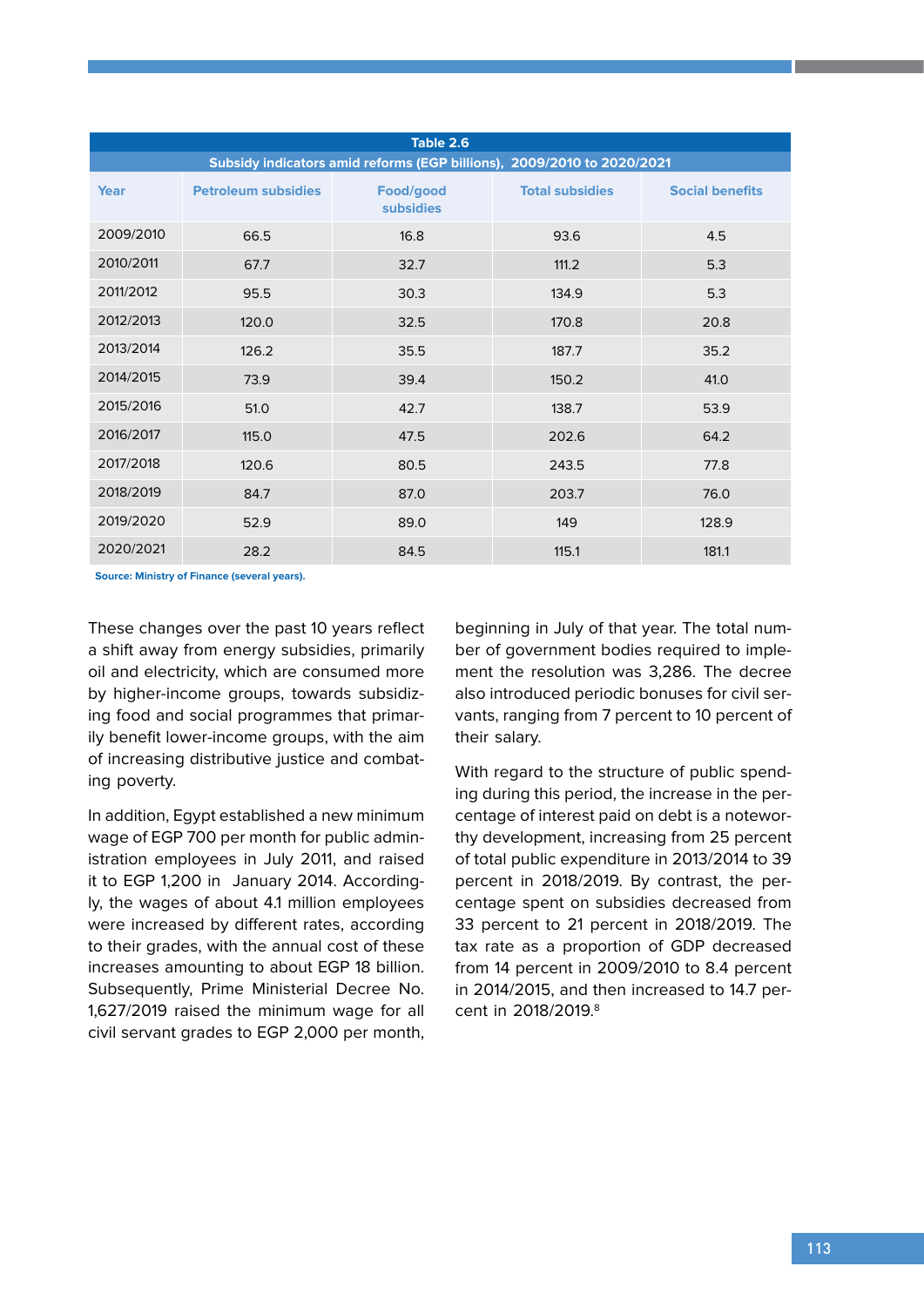**Table 2.6**

**Subsidy indicators amid reforms (EGP billions), 2009/2010 to 2020/2021**

| Year | Petroleum subsidies | Food/good subsidies | Total subsidies | Social benefits |
|---|---|---|---|---|
| 2009/2010 | 66.5 | 16.8 | 93.6 | 4.5 |
| 2010/2011 | 67.7 | 32.7 | 111.2 | 5.3 |
| 2011/2012 | 95.5 | 30.3 | 134.9 | 5.3 |
| 2012/2013 | 120.0 | 32.5 | 170.8 | 20.8 |
| 2013/2014 | 126.2 | 35.5 | 187.7 | 35.2 |
| 2014/2015 | 73.9 | 39.4 | 150.2 | 41.0 |
| 2015/2016 | 51.0 | 42.7 | 138.7 | 53.9 |
| 2016/2017 | 115.0 | 47.5 | 202.6 | 64.2 |
| 2017/2018 | 120.6 | 80.5 | 243.5 | 77.8 |
| 2018/2019 | 84.7 | 87.0 | 203.7 | 76.0 |
| 2019/2020 | 52.9 | 89.0 | 149 | 128.9 |
| 2020/2021 | 28.2 | 84.5 | 115.1 | 181.1 |

Source: Ministry of Finance (several years).

These changes over the past 10 years reflect a shift away from energy subsidies, primarily oil and electricity, which are consumed more by higher-income groups, towards subsidizing food and social programmes that primarily benefit lower-income groups, with the aim of increasing distributive justice and combating poverty.

In addition, Egypt established a new minimum wage of EGP 700 per month for public administration employees in July 2011, and raised it to EGP 1,200 in January 2014. Accordingly, the wages of about 4.1 million employees were increased by different rates, according to their grades, with the annual cost of these increases amounting to about EGP 18 billion. Subsequently, Prime Ministerial Decree No. 1,627/2019 raised the minimum wage for all civil servant grades to EGP 2,000 per month, beginning in July of that year. The total number of government bodies required to implement the resolution was 3,286. The decree also introduced periodic bonuses for civil servants, ranging from 7 percent to 10 percent of their salary.

With regard to the structure of public spending during this period, the increase in the percentage of interest paid on debt is a noteworthy development, increasing from 25 percent of total public expenditure in 2013/2014 to 39 percent in 2018/2019. By contrast, the percentage spent on subsidies decreased from 33 percent to 21 percent in 2018/2019. The tax rate as a proportion of GDP decreased from 14 percent in 2009/2010 to 8.4 percent in 2014/2015, and then increased to 14.7 percent in 2018/2019.[8]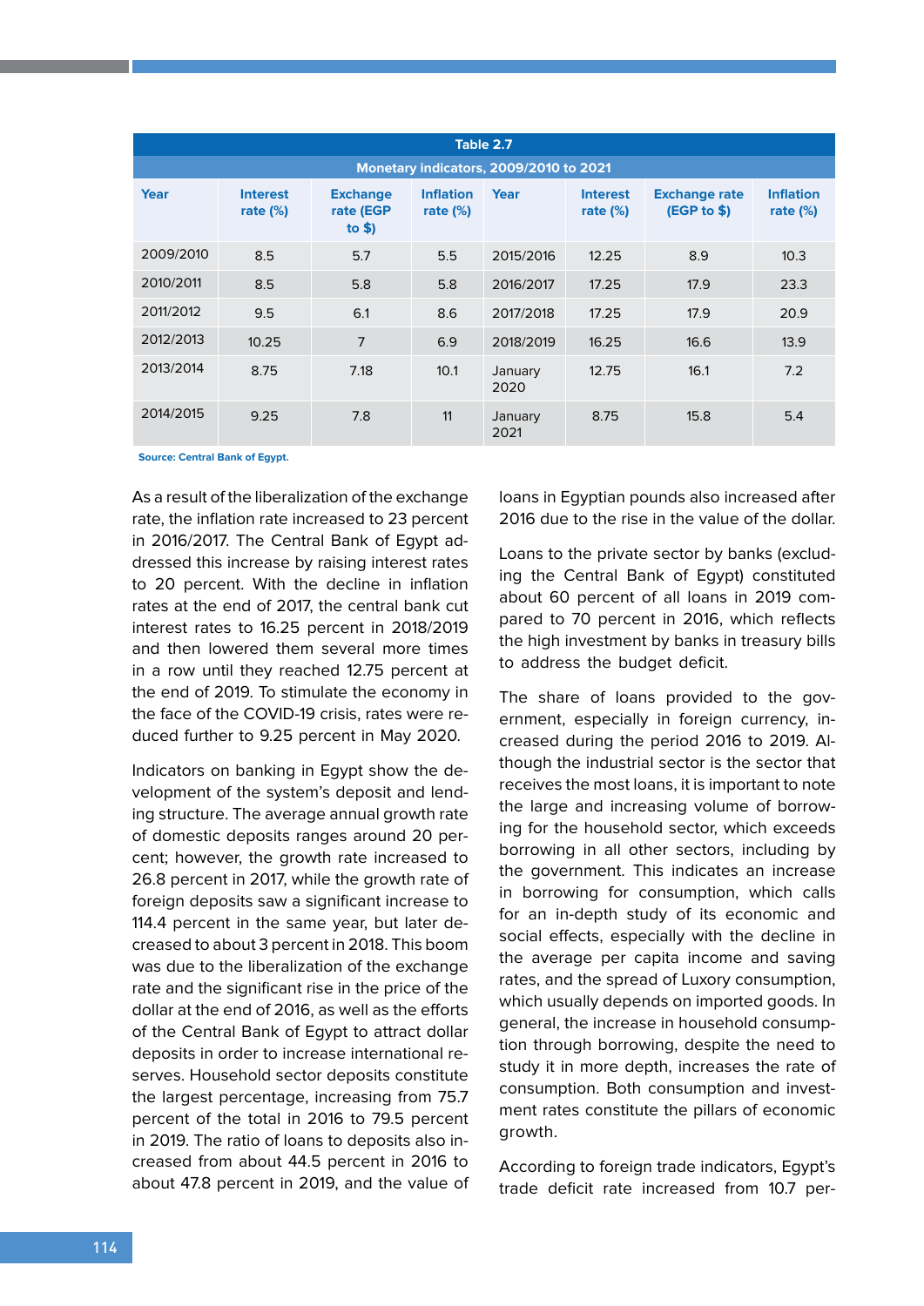| Table 2.7 | | | | | | | |
|---|---|---|---|---|---|---|---|
| **Monetary indicators, 2009/2010 to 2021** | | | | | | | |
| **Year** | **Interest rate (%)** | **Exchange rate (EGP to $)** | **Inflation rate (%)** | **Year** | **Interest rate (%)** | **Exchange rate (EGP to $)** | **Inflation rate (%)** |
| 2009/2010 | 8.5 | 5.7 | 5.5 | 2015/2016 | 12.25 | 8.9 | 10.3 |
| 2010/2011 | 8.5 | 5.8 | 5.8 | 2016/2017 | 17.25 | 17.9 | 23.3 |
| 2011/2012 | 9.5 | 6.1 | 8.6 | 2017/2018 | 17.25 | 17.9 | 20.9 |
| 2012/2013 | 10.25 | 7 | 6.9 | 2018/2019 | 16.25 | 16.6 | 13.9 |
| 2013/2014 | 8.75 | 7.18 | 10.1 | January 2020 | 12.75 | 16.1 | 7.2 |
| 2014/2015 | 9.25 | 7.8 | 11 | January 2021 | 8.75 | 15.8 | 5.4 |

**Source: Central Bank of Egypt.**

As a result of the liberalization of the exchange rate, the inflation rate increased to 23 percent in 2016/2017. The Central Bank of Egypt addressed this increase by raising interest rates to 20 percent. With the decline in inflation rates at the end of 2017, the central bank cut interest rates to 16.25 percent in 2018/2019 and then lowered them several more times in a row until they reached 12.75 percent at the end of 2019. To stimulate the economy in the face of the COVID-19 crisis, rates were reduced further to 9.25 percent in May 2020.

Indicators on banking in Egypt show the development of the system's deposit and lending structure. The average annual growth rate of domestic deposits ranges around 20 percent; however, the growth rate increased to 26.8 percent in 2017, while the growth rate of foreign deposits saw a significant increase to 114.4 percent in the same year, but later decreased to about 3 percent in 2018. This boom was due to the liberalization of the exchange rate and the significant rise in the price of the dollar at the end of 2016, as well as the efforts of the Central Bank of Egypt to attract dollar deposits in order to increase international reserves. Household sector deposits constitute the largest percentage, increasing from 75.7 percent of the total in 2016 to 79.5 percent in 2019. The ratio of loans to deposits also increased from about 44.5 percent in 2016 to about 47.8 percent in 2019, and the value of loans in Egyptian pounds also increased after 2016 due to the rise in the value of the dollar.

Loans to the private sector by banks (excluding the Central Bank of Egypt) constituted about 60 percent of all loans in 2019 compared to 70 percent in 2016, which reflects the high investment by banks in treasury bills to address the budget deficit.

The share of loans provided to the government, especially in foreign currency, increased during the period 2016 to 2019. Although the industrial sector is the sector that receives the most loans, it is important to note the large and increasing volume of borrowing for the household sector, which exceeds borrowing in all other sectors, including by the government. This indicates an increase in borrowing for consumption, which calls for an in-depth study of its economic and social effects, especially with the decline in the average per capita income and saving rates, and the spread of Luxory consumption, which usually depends on imported goods. In general, the increase in household consumption through borrowing, despite the need to study it in more depth, increases the rate of consumption. Both consumption and investment rates constitute the pillars of economic growth.

According to foreign trade indicators, Egypt's trade deficit rate increased from 10.7 per-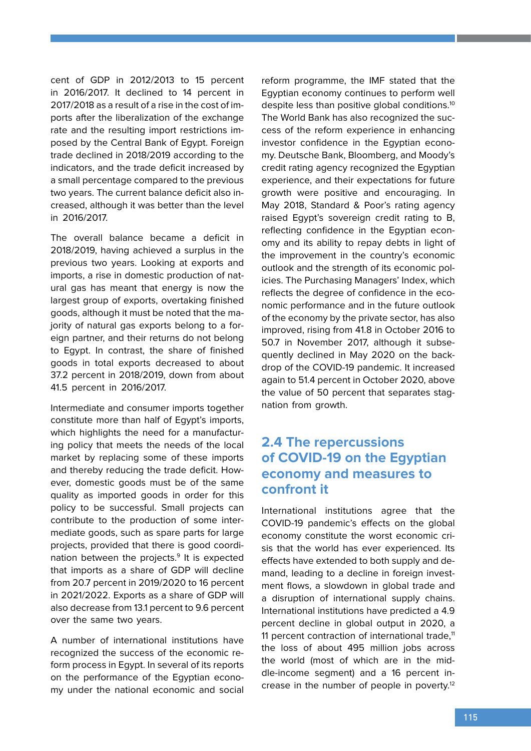cent of GDP in 2012/2013 to 15 percent in 2016/2017. It declined to 14 percent in 2017/2018 as a result of a rise in the cost of imports after the liberalization of the exchange rate and the resulting import restrictions imposed by the Central Bank of Egypt. Foreign trade declined in 2018/2019 according to the indicators, and the trade deficit increased by a small percentage compared to the previous two years. The current balance deficit also increased, although it was better than the level in 2016/2017.

The overall balance became a deficit in 2018/2019, having achieved a surplus in the previous two years. Looking at exports and imports, a rise in domestic production of natural gas has meant that energy is now the largest group of exports, overtaking finished goods, although it must be noted that the majority of natural gas exports belong to a foreign partner, and their returns do not belong to Egypt. In contrast, the share of finished goods in total exports decreased to about 37.2 percent in 2018/2019, down from about 41.5 percent in 2016/2017.

Intermediate and consumer imports together constitute more than half of Egypt's imports, which highlights the need for a manufacturing policy that meets the needs of the local market by replacing some of these imports and thereby reducing the trade deficit. However, domestic goods must be of the same quality as imported goods in order for this policy to be successful. Small projects can contribute to the production of some intermediate goods, such as spare parts for large projects, provided that there is good coordination between the projects.[9] It is expected that imports as a share of GDP will decline from 20.7 percent in 2019/2020 to 16 percent in 2021/2022. Exports as a share of GDP will also decrease from 13.1 percent to 9.6 percent over the same two years.

A number of international institutions have recognized the success of the economic reform process in Egypt. In several of its reports on the performance of the Egyptian economy under the national economic and social reform programme, the IMF stated that the Egyptian economy continues to perform well despite less than positive global conditions.[10] The World Bank has also recognized the success of the reform experience in enhancing investor confidence in the Egyptian economy. Deutsche Bank, Bloomberg, and Moody's credit rating agency recognized the Egyptian experience, and their expectations for future growth were positive and encouraging. In May 2018, Standard & Poor's rating agency raised Egypt's sovereign credit rating to B, reflecting confidence in the Egyptian economy and its ability to repay debts in light of the improvement in the country's economic outlook and the strength of its economic policies. The Purchasing Managers' Index, which reflects the degree of confidence in the economic performance and in the future outlook of the economy by the private sector, has also improved, rising from 41.8 in October 2016 to 50.7 in November 2017, although it subsequently declined in May 2020 on the backdrop of the COVID-19 pandemic. It increased again to 51.4 percent in October 2020, above the value of 50 percent that separates stagnation from growth.

## 2.4 The repercussions of COVID-19 on the Egyptian economy and measures to confront it

International institutions agree that the COVID-19 pandemic's effects on the global economy constitute the worst economic crisis that the world has ever experienced. Its effects have extended to both supply and demand, leading to a decline in foreign investment flows, a slowdown in global trade and a disruption of international supply chains. International institutions have predicted a 4.9 percent decline in global output in 2020, a 11 percent contraction of international trade,[11] the loss of about 495 million jobs across the world (most of which are in the middle-income segment) and a 16 percent increase in the number of people in poverty.[12]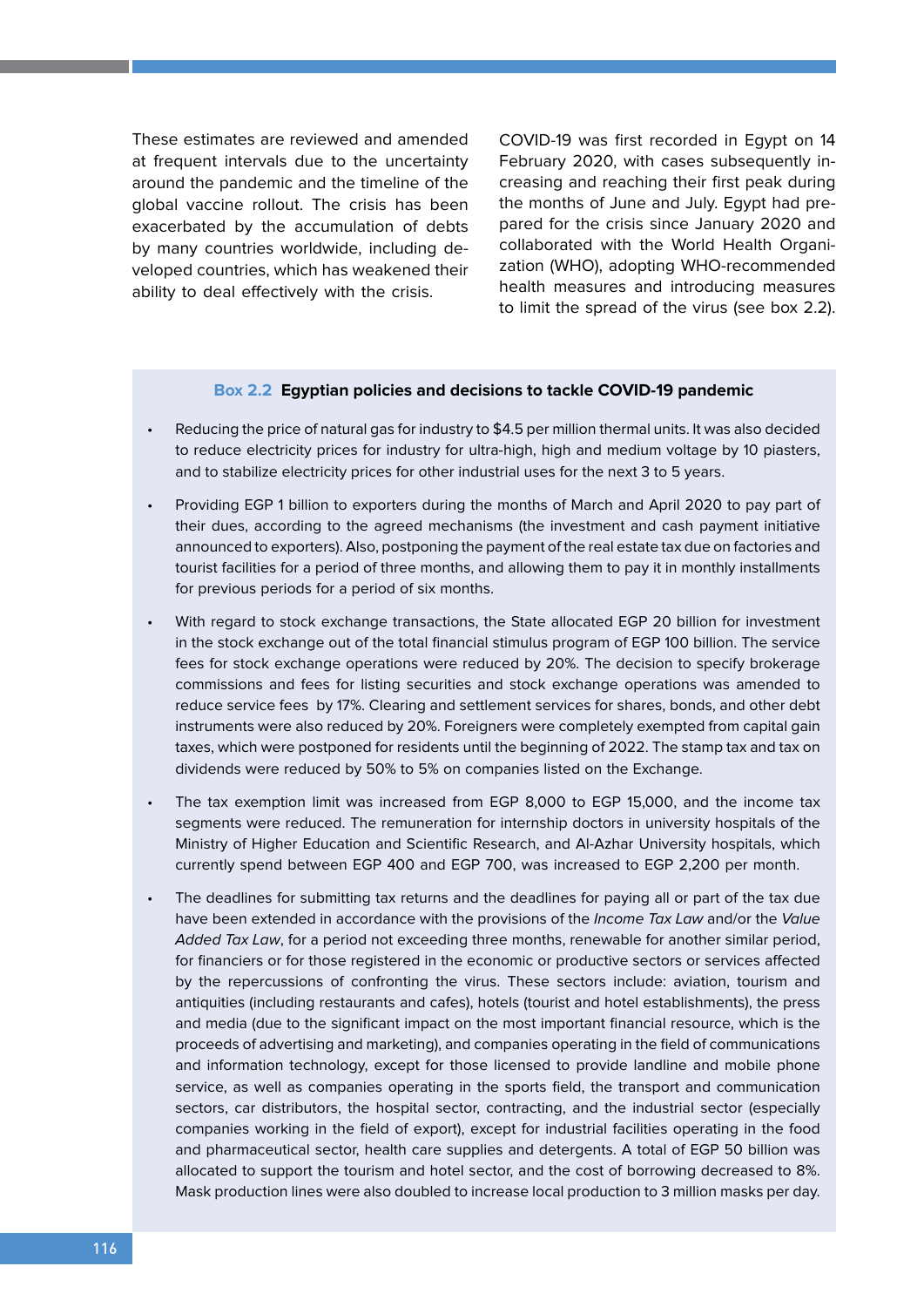These estimates are reviewed and amended at frequent intervals due to the uncertainty around the pandemic and the timeline of the global vaccine rollout. The crisis has been exacerbated by the accumulation of debts by many countries worldwide, including developed countries, which has weakened their ability to deal effectively with the crisis.

COVID-19 was first recorded in Egypt on 14 February 2020, with cases subsequently increasing and reaching their first peak during the months of June and July. Egypt had prepared for the crisis since January 2020 and collaborated with the World Health Organization (WHO), adopting WHO-recommended health measures and introducing measures to limit the spread of the virus (see box 2.2).

**Box 2.2 Egyptian policies and decisions to tackle COVID-19 pandemic**

- Reducing the price of natural gas for industry to $4.5 per million thermal units. It was also decided to reduce electricity prices for industry for ultra-high, high and medium voltage by 10 piasters, and to stabilize electricity prices for other industrial uses for the next 3 to 5 years.
- Providing EGP 1 billion to exporters during the months of March and April 2020 to pay part of their dues, according to the agreed mechanisms (the investment and cash payment initiative announced to exporters). Also, postponing the payment of the real estate tax due on factories and tourist facilities for a period of three months, and allowing them to pay it in monthly installments for previous periods for a period of six months.
- With regard to stock exchange transactions, the State allocated EGP 20 billion for investment in the stock exchange out of the total financial stimulus program of EGP 100 billion. The service fees for stock exchange operations were reduced by 20%. The decision to specify brokerage commissions and fees for listing securities and stock exchange operations was amended to reduce service fees by 17%. Clearing and settlement services for shares, bonds, and other debt instruments were also reduced by 20%. Foreigners were completely exempted from capital gain taxes, which were postponed for residents until the beginning of 2022. The stamp tax and tax on dividends were reduced by 50% to 5% on companies listed on the Exchange.
- The tax exemption limit was increased from EGP 8,000 to EGP 15,000, and the income tax segments were reduced. The remuneration for internship doctors in university hospitals of the Ministry of Higher Education and Scientific Research, and Al-Azhar University hospitals, which currently spend between EGP 400 and EGP 700, was increased to EGP 2,200 per month.
- The deadlines for submitting tax returns and the deadlines for paying all or part of the tax due have been extended in accordance with the provisions of the *Income Tax Law* and/or the *Value Added Tax Law*, for a period not exceeding three months, renewable for another similar period, for financiers or for those registered in the economic or productive sectors or services affected by the repercussions of confronting the virus. These sectors include: aviation, tourism and antiquities (including restaurants and cafes), hotels (tourist and hotel establishments), the press and media (due to the significant impact on the most important financial resource, which is the proceeds of advertising and marketing), and companies operating in the field of communications and information technology, except for those licensed to provide landline and mobile phone service, as well as companies operating in the sports field, the transport and communication sectors, car distributors, the hospital sector, contracting, and the industrial sector (especially companies working in the field of export), except for industrial facilities operating in the food and pharmaceutical sector, health care supplies and detergents. A total of EGP 50 billion was allocated to support the tourism and hotel sector, and the cost of borrowing decreased to 8%. Mask production lines were also doubled to increase local production to 3 million masks per day.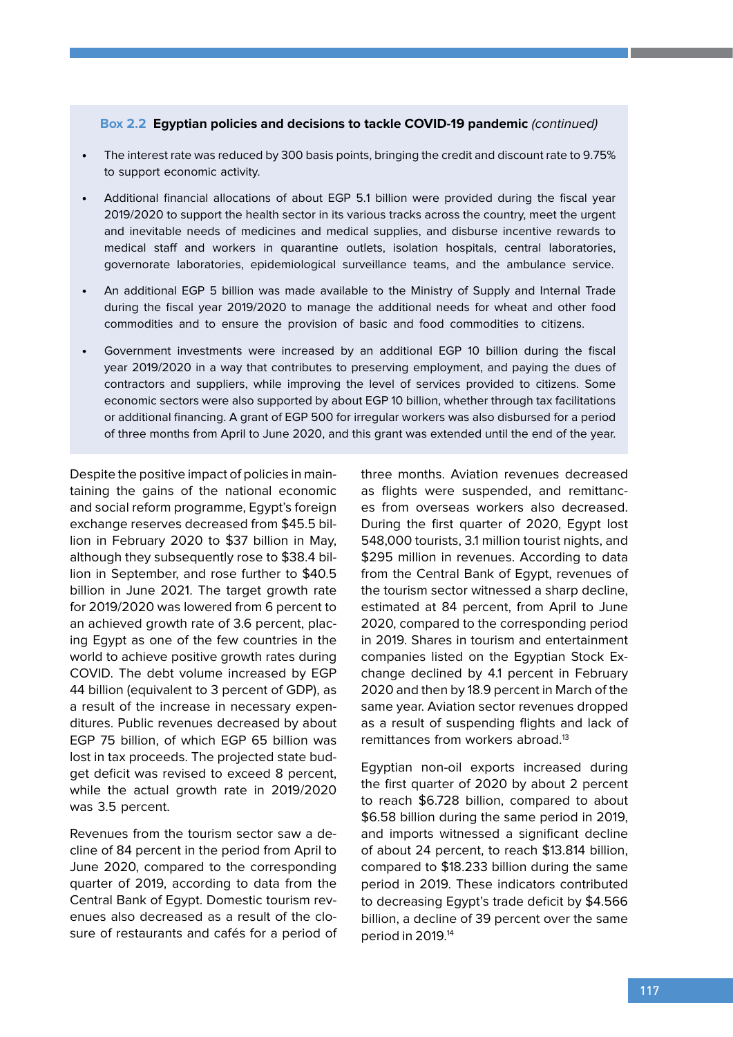**Box 2.2 Egyptian policies and decisions to tackle COVID-19 pandemic** *(continued)*

- The interest rate was reduced by 300 basis points, bringing the credit and discount rate to 9.75% to support economic activity.
- Additional financial allocations of about EGP 5.1 billion were provided during the fiscal year 2019/2020 to support the health sector in its various tracks across the country, meet the urgent and inevitable needs of medicines and medical supplies, and disburse incentive rewards to medical staff and workers in quarantine outlets, isolation hospitals, central laboratories, governorate laboratories, epidemiological surveillance teams, and the ambulance service.
- An additional EGP 5 billion was made available to the Ministry of Supply and Internal Trade during the fiscal year 2019/2020 to manage the additional needs for wheat and other food commodities and to ensure the provision of basic and food commodities to citizens.
- Government investments were increased by an additional EGP 10 billion during the fiscal year 2019/2020 in a way that contributes to preserving employment, and paying the dues of contractors and suppliers, while improving the level of services provided to citizens. Some economic sectors were also supported by about EGP 10 billion, whether through tax facilitations or additional financing. A grant of EGP 500 for irregular workers was also disbursed for a period of three months from April to June 2020, and this grant was extended until the end of the year.

Despite the positive impact of policies in maintaining the gains of the national economic and social reform programme, Egypt's foreign exchange reserves decreased from $45.5 billion in February 2020 to $37 billion in May, although they subsequently rose to $38.4 billion in September, and rose further to $40.5 billion in June 2021. The target growth rate for 2019/2020 was lowered from 6 percent to an achieved growth rate of 3.6 percent, placing Egypt as one of the few countries in the world to achieve positive growth rates during COVID. The debt volume increased by EGP 44 billion (equivalent to 3 percent of GDP), as a result of the increase in necessary expenditures. Public revenues decreased by about EGP 75 billion, of which EGP 65 billion was lost in tax proceeds. The projected state budget deficit was revised to exceed 8 percent, while the actual growth rate in 2019/2020 was 3.5 percent.

Revenues from the tourism sector saw a decline of 84 percent in the period from April to June 2020, compared to the corresponding quarter of 2019, according to data from the Central Bank of Egypt. Domestic tourism revenues also decreased as a result of the closure of restaurants and cafés for a period of three months. Aviation revenues decreased as flights were suspended, and remittances from overseas workers also decreased. During the first quarter of 2020, Egypt lost 548,000 tourists, 3.1 million tourist nights, and $295 million in revenues. According to data from the Central Bank of Egypt, revenues of the tourism sector witnessed a sharp decline, estimated at 84 percent, from April to June 2020, compared to the corresponding period in 2019. Shares in tourism and entertainment companies listed on the Egyptian Stock Exchange declined by 4.1 percent in February 2020 and then by 18.9 percent in March of the same year. Aviation sector revenues dropped as a result of suspending flights and lack of remittances from workers abroad.[13]

Egyptian non-oil exports increased during the first quarter of 2020 by about 2 percent to reach $6.728 billion, compared to about $6.58 billion during the same period in 2019, and imports witnessed a significant decline of about 24 percent, to reach $13.814 billion, compared to $18.233 billion during the same period in 2019. These indicators contributed to decreasing Egypt's trade deficit by $4.566 billion, a decline of 39 percent over the same period in 2019.[14]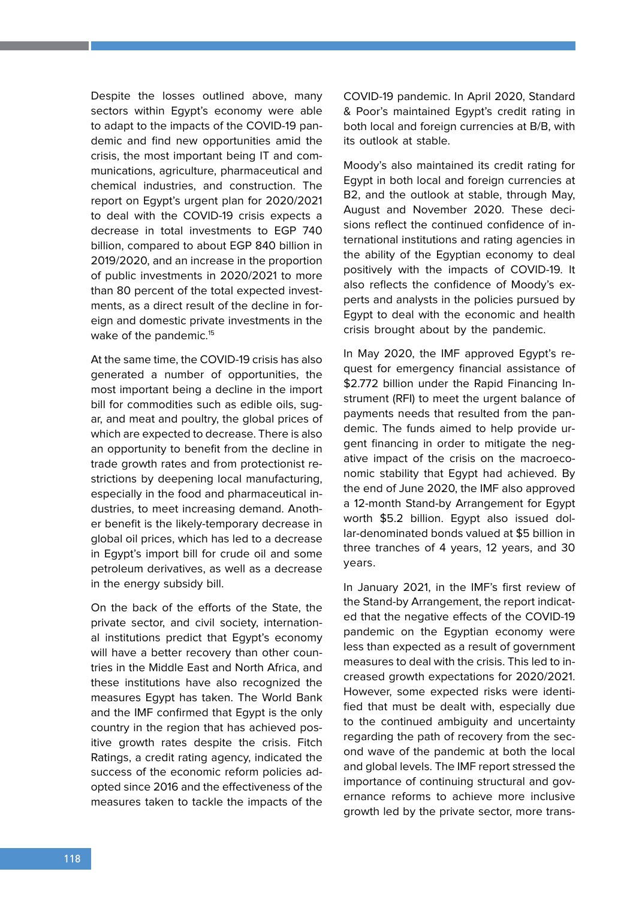Despite the losses outlined above, many sectors within Egypt's economy were able to adapt to the impacts of the COVID-19 pandemic and find new opportunities amid the crisis, the most important being IT and communications, agriculture, pharmaceutical and chemical industries, and construction. The report on Egypt's urgent plan for 2020/2021 to deal with the COVID-19 crisis expects a decrease in total investments to EGP 740 billion, compared to about EGP 840 billion in 2019/2020, and an increase in the proportion of public investments in 2020/2021 to more than 80 percent of the total expected investments, as a direct result of the decline in foreign and domestic private investments in the wake of the pandemic.[15]

At the same time, the COVID-19 crisis has also generated a number of opportunities, the most important being a decline in the import bill for commodities such as edible oils, sugar, and meat and poultry, the global prices of which are expected to decrease. There is also an opportunity to benefit from the decline in trade growth rates and from protectionist restrictions by deepening local manufacturing, especially in the food and pharmaceutical industries, to meet increasing demand. Another benefit is the likely-temporary decrease in global oil prices, which has led to a decrease in Egypt's import bill for crude oil and some petroleum derivatives, as well as a decrease in the energy subsidy bill.

On the back of the efforts of the State, the private sector, and civil society, international institutions predict that Egypt's economy will have a better recovery than other countries in the Middle East and North Africa, and these institutions have also recognized the measures Egypt has taken. The World Bank and the IMF confirmed that Egypt is the only country in the region that has achieved positive growth rates despite the crisis. Fitch Ratings, a credit rating agency, indicated the success of the economic reform policies adopted since 2016 and the effectiveness of the measures taken to tackle the impacts of the COVID-19 pandemic. In April 2020, Standard & Poor's maintained Egypt's credit rating in both local and foreign currencies at B/B, with its outlook at stable.

Moody's also maintained its credit rating for Egypt in both local and foreign currencies at B2, and the outlook at stable, through May, August and November 2020. These decisions reflect the continued confidence of international institutions and rating agencies in the ability of the Egyptian economy to deal positively with the impacts of COVID-19. It also reflects the confidence of Moody's experts and analysts in the policies pursued by Egypt to deal with the economic and health crisis brought about by the pandemic.

In May 2020, the IMF approved Egypt's request for emergency financial assistance of $2.772 billion under the Rapid Financing Instrument (RFI) to meet the urgent balance of payments needs that resulted from the pandemic. The funds aimed to help provide urgent financing in order to mitigate the negative impact of the crisis on the macroeconomic stability that Egypt had achieved. By the end of June 2020, the IMF also approved a 12-month Stand-by Arrangement for Egypt worth $5.2 billion. Egypt also issued dollar-denominated bonds valued at $5 billion in three tranches of 4 years, 12 years, and 30 years.

In January 2021, in the IMF's first review of the Stand-by Arrangement, the report indicated that the negative effects of the COVID-19 pandemic on the Egyptian economy were less than expected as a result of government measures to deal with the crisis. This led to increased growth expectations for 2020/2021. However, some expected risks were identified that must be dealt with, especially due to the continued ambiguity and uncertainty regarding the path of recovery from the second wave of the pandemic at both the local and global levels. The IMF report stressed the importance of continuing structural and governance reforms to achieve more inclusive growth led by the private sector, more trans-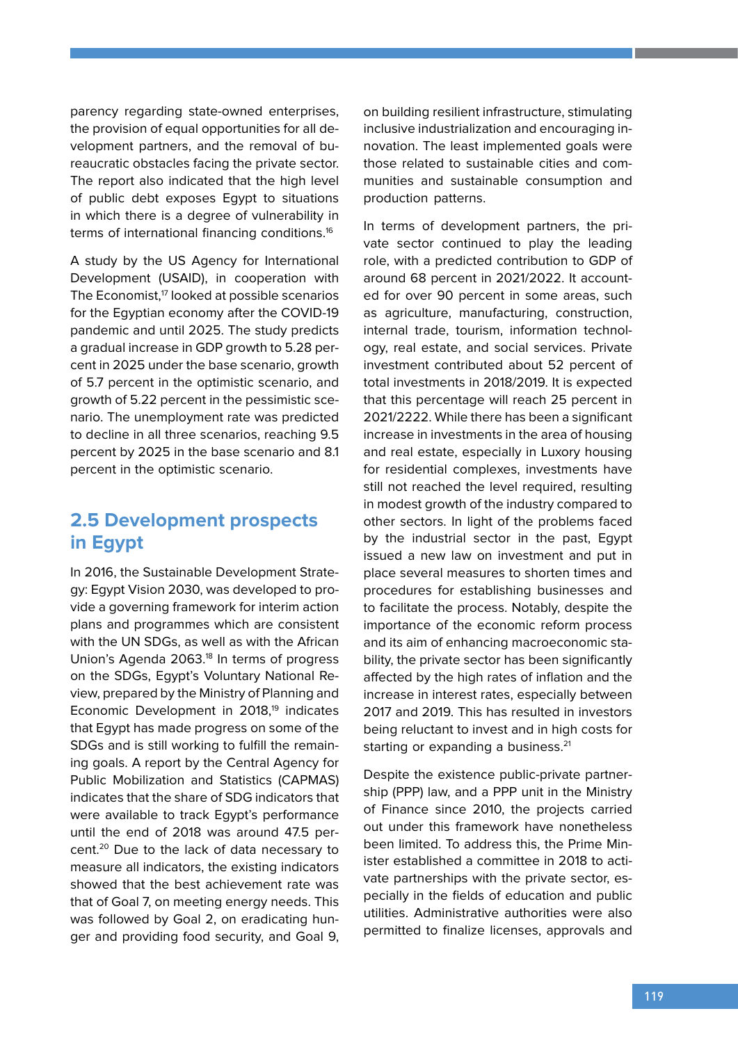parency regarding state-owned enterprises, the provision of equal opportunities for all development partners, and the removal of bureaucratic obstacles facing the private sector. The report also indicated that the high level of public debt exposes Egypt to situations in which there is a degree of vulnerability in terms of international financing conditions.[16]

A study by the US Agency for International Development (USAID), in cooperation with The Economist,[17] looked at possible scenarios for the Egyptian economy after the COVID-19 pandemic and until 2025. The study predicts a gradual increase in GDP growth to 5.28 percent in 2025 under the base scenario, growth of 5.7 percent in the optimistic scenario, and growth of 5.22 percent in the pessimistic scenario. The unemployment rate was predicted to decline in all three scenarios, reaching 9.5 percent by 2025 in the base scenario and 8.1 percent in the optimistic scenario.

## 2.5 Development prospects in Egypt

In 2016, the Sustainable Development Strategy: Egypt Vision 2030, was developed to provide a governing framework for interim action plans and programmes which are consistent with the UN SDGs, as well as with the African Union's Agenda 2063.[18] In terms of progress on the SDGs, Egypt's Voluntary National Review, prepared by the Ministry of Planning and Economic Development in 2018,[19] indicates that Egypt has made progress on some of the SDGs and is still working to fulfill the remaining goals. A report by the Central Agency for Public Mobilization and Statistics (CAPMAS) indicates that the share of SDG indicators that were available to track Egypt's performance until the end of 2018 was around 47.5 percent.[20] Due to the lack of data necessary to measure all indicators, the existing indicators showed that the best achievement rate was that of Goal 7, on meeting energy needs. This was followed by Goal 2, on eradicating hunger and providing food security, and Goal 9, on building resilient infrastructure, stimulating inclusive industrialization and encouraging innovation. The least implemented goals were those related to sustainable cities and communities and sustainable consumption and production patterns.

In terms of development partners, the private sector continued to play the leading role, with a predicted contribution to GDP of around 68 percent in 2021/2022. It accounted for over 90 percent in some areas, such as agriculture, manufacturing, construction, internal trade, tourism, information technology, real estate, and social services. Private investment contributed about 52 percent of total investments in 2018/2019. It is expected that this percentage will reach 25 percent in 2021/2222. While there has been a significant increase in investments in the area of housing and real estate, especially in Luxory housing for residential complexes, investments have still not reached the level required, resulting in modest growth of the industry compared to other sectors. In light of the problems faced by the industrial sector in the past, Egypt issued a new law on investment and put in place several measures to shorten times and procedures for establishing businesses and to facilitate the process. Notably, despite the importance of the economic reform process and its aim of enhancing macroeconomic stability, the private sector has been significantly affected by the high rates of inflation and the increase in interest rates, especially between 2017 and 2019. This has resulted in investors being reluctant to invest and in high costs for starting or expanding a business.[21]

Despite the existence public-private partnership (PPP) law, and a PPP unit in the Ministry of Finance since 2010, the projects carried out under this framework have nonetheless been limited. To address this, the Prime Minister established a committee in 2018 to activate partnerships with the private sector, especially in the fields of education and public utilities. Administrative authorities were also permitted to finalize licenses, approvals and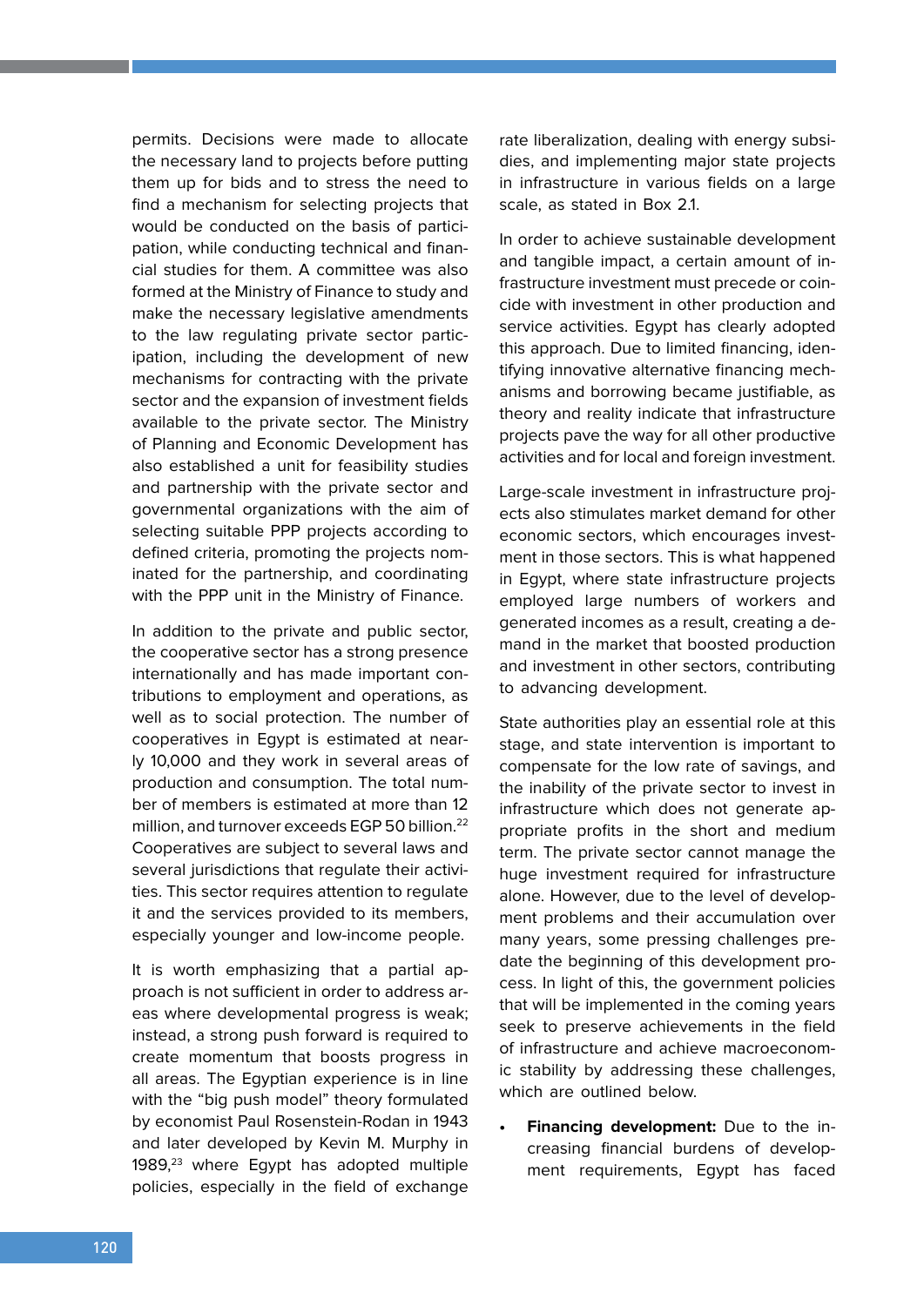permits. Decisions were made to allocate the necessary land to projects before putting them up for bids and to stress the need to find a mechanism for selecting projects that would be conducted on the basis of participation, while conducting technical and financial studies for them. A committee was also formed at the Ministry of Finance to study and make the necessary legislative amendments to the law regulating private sector participation, including the development of new mechanisms for contracting with the private sector and the expansion of investment fields available to the private sector. The Ministry of Planning and Economic Development has also established a unit for feasibility studies and partnership with the private sector and governmental organizations with the aim of selecting suitable PPP projects according to defined criteria, promoting the projects nominated for the partnership, and coordinating with the PPP unit in the Ministry of Finance.

In addition to the private and public sector, the cooperative sector has a strong presence internationally and has made important contributions to employment and operations, as well as to social protection. The number of cooperatives in Egypt is estimated at nearly 10,000 and they work in several areas of production and consumption. The total number of members is estimated at more than 12 million, and turnover exceeds EGP 50 billion.[22] Cooperatives are subject to several laws and several jurisdictions that regulate their activities. This sector requires attention to regulate it and the services provided to its members, especially younger and low-income people.

It is worth emphasizing that a partial approach is not sufficient in order to address areas where developmental progress is weak; instead, a strong push forward is required to create momentum that boosts progress in all areas. The Egyptian experience is in line with the "big push model" theory formulated by economist Paul Rosenstein-Rodan in 1943 and later developed by Kevin M. Murphy in 1989,[23] where Egypt has adopted multiple policies, especially in the field of exchange rate liberalization, dealing with energy subsidies, and implementing major state projects in infrastructure in various fields on a large scale, as stated in Box 2.1.

In order to achieve sustainable development and tangible impact, a certain amount of infrastructure investment must precede or coincide with investment in other production and service activities. Egypt has clearly adopted this approach. Due to limited financing, identifying innovative alternative financing mechanisms and borrowing became justifiable, as theory and reality indicate that infrastructure projects pave the way for all other productive activities and for local and foreign investment.

Large-scale investment in infrastructure projects also stimulates market demand for other economic sectors, which encourages investment in those sectors. This is what happened in Egypt, where state infrastructure projects employed large numbers of workers and generated incomes as a result, creating a demand in the market that boosted production and investment in other sectors, contributing to advancing development.

State authorities play an essential role at this stage, and state intervention is important to compensate for the low rate of savings, and the inability of the private sector to invest in infrastructure which does not generate appropriate profits in the short and medium term. The private sector cannot manage the huge investment required for infrastructure alone. However, due to the level of development problems and their accumulation over many years, some pressing challenges predate the beginning of this development process. In light of this, the government policies that will be implemented in the coming years seek to preserve achievements in the field of infrastructure and achieve macroeconomic stability by addressing these challenges, which are outlined below.

- **Financing development:** Due to the increasing financial burdens of development requirements, Egypt has faced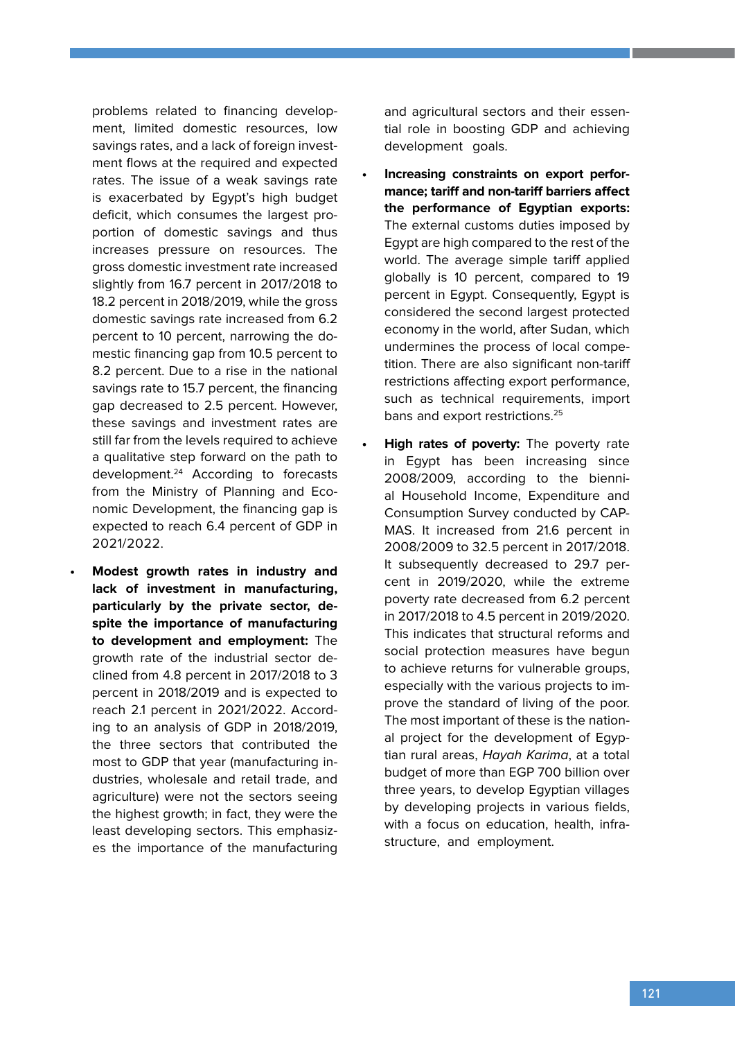problems related to financing development, limited domestic resources, low savings rates, and a lack of foreign investment flows at the required and expected rates. The issue of a weak savings rate is exacerbated by Egypt's high budget deficit, which consumes the largest proportion of domestic savings and thus increases pressure on resources. The gross domestic investment rate increased slightly from 16.7 percent in 2017/2018 to 18.2 percent in 2018/2019, while the gross domestic savings rate increased from 6.2 percent to 10 percent, narrowing the domestic financing gap from 10.5 percent to 8.2 percent. Due to a rise in the national savings rate to 15.7 percent, the financing gap decreased to 2.5 percent. However, these savings and investment rates are still far from the levels required to achieve a qualitative step forward on the path to development.[24] According to forecasts from the Ministry of Planning and Economic Development, the financing gap is expected to reach 6.4 percent of GDP in 2021/2022.

- **Modest growth rates in industry and lack of investment in manufacturing, particularly by the private sector, despite the importance of manufacturing to development and employment:** The growth rate of the industrial sector declined from 4.8 percent in 2017/2018 to 3 percent in 2018/2019 and is expected to reach 2.1 percent in 2021/2022. According to an analysis of GDP in 2018/2019, the three sectors that contributed the most to GDP that year (manufacturing industries, wholesale and retail trade, and agriculture) were not the sectors seeing the highest growth; in fact, they were the least developing sectors. This emphasizes the importance of the manufacturing and agricultural sectors and their essential role in boosting GDP and achieving development goals.

- **Increasing constraints on export performance; tariff and non-tariff barriers affect the performance of Egyptian exports:** The external customs duties imposed by Egypt are high compared to the rest of the world. The average simple tariff applied globally is 10 percent, compared to 19 percent in Egypt. Consequently, Egypt is considered the second largest protected economy in the world, after Sudan, which undermines the process of local competition. There are also significant non-tariff restrictions affecting export performance, such as technical requirements, import bans and export restrictions.[25]

- **High rates of poverty:** The poverty rate in Egypt has been increasing since 2008/2009, according to the biennial Household Income, Expenditure and Consumption Survey conducted by CAPMAS. It increased from 21.6 percent in 2008/2009 to 32.5 percent in 2017/2018. It subsequently decreased to 29.7 percent in 2019/2020, while the extreme poverty rate decreased from 6.2 percent in 2017/2018 to 4.5 percent in 2019/2020. This indicates that structural reforms and social protection measures have begun to achieve returns for vulnerable groups, especially with the various projects to improve the standard of living of the poor. The most important of these is the national project for the development of Egyptian rural areas, *Hayah Karima*, at a total budget of more than EGP 700 billion over three years, to develop Egyptian villages by developing projects in various fields, with a focus on education, health, infrastructure, and employment.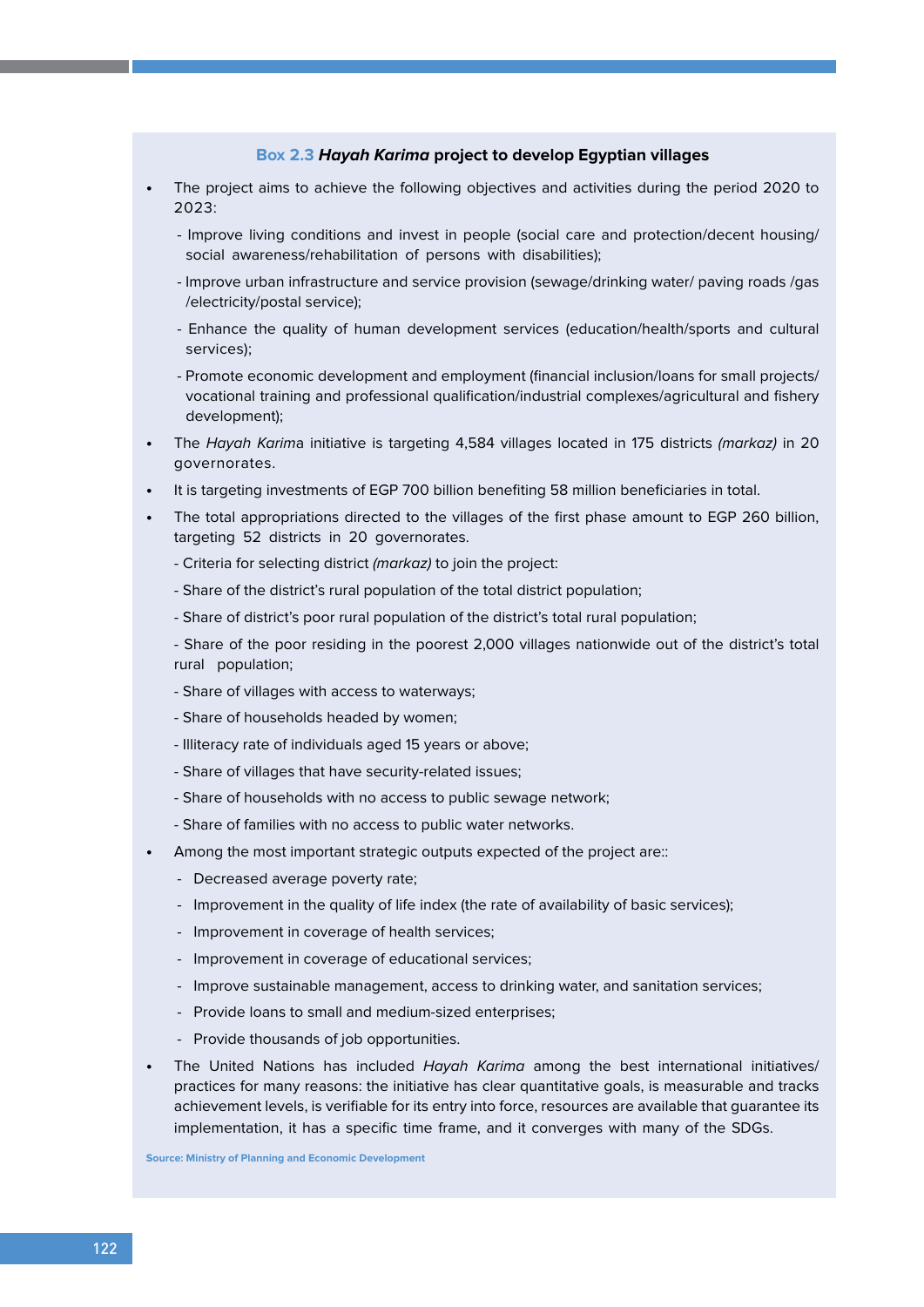### **Box 2.3** ***Hayah Karima*** **project to develop Egyptian villages**

- The project aims to achieve the following objectives and activities during the period 2020 to 2023:

  - Improve living conditions and invest in people (social care and protection/decent housing/ social awareness/rehabilitation of persons with disabilities);

  - Improve urban infrastructure and service provision (sewage/drinking water/ paving roads /gas /electricity/postal service);

  - Enhance the quality of human development services (education/health/sports and cultural services);

  - Promote economic development and employment (financial inclusion/loans for small projects/ vocational training and professional qualification/industrial complexes/agricultural and fishery development);

- The *Hayah Karim*a initiative is targeting 4,584 villages located in 175 districts *(markaz)* in 20 governorates.

- It is targeting investments of EGP 700 billion benefiting 58 million beneficiaries in total.

- The total appropriations directed to the villages of the first phase amount to EGP 260 billion, targeting 52 districts in 20 governorates.

  - Criteria for selecting district *(markaz)* to join the project:

  - Share of the district's rural population of the total district population;

  - Share of district's poor rural population of the district's total rural population;

  - Share of the poor residing in the poorest 2,000 villages nationwide out of the district's total rural population;

  - Share of villages with access to waterways;

  - Share of households headed by women;

  - Illiteracy rate of individuals aged 15 years or above;

  - Share of villages that have security-related issues;

  - Share of households with no access to public sewage network;

  - Share of families with no access to public water networks.

- Among the most important strategic outputs expected of the project are::

  - Decreased average poverty rate;

  - Improvement in the quality of life index (the rate of availability of basic services);

  - Improvement in coverage of health services;

  - Improvement in coverage of educational services;

  - Improve sustainable management, access to drinking water, and sanitation services;

  - Provide loans to small and medium-sized enterprises;

  - Provide thousands of job opportunities.

- The United Nations has included *Hayah Karima* among the best international initiatives/ practices for many reasons: the initiative has clear quantitative goals, is measurable and tracks achievement levels, is verifiable for its entry into force, resources are available that guarantee its implementation, it has a specific time frame, and it converges with many of the SDGs.

**Source: Ministry of Planning and Economic Development**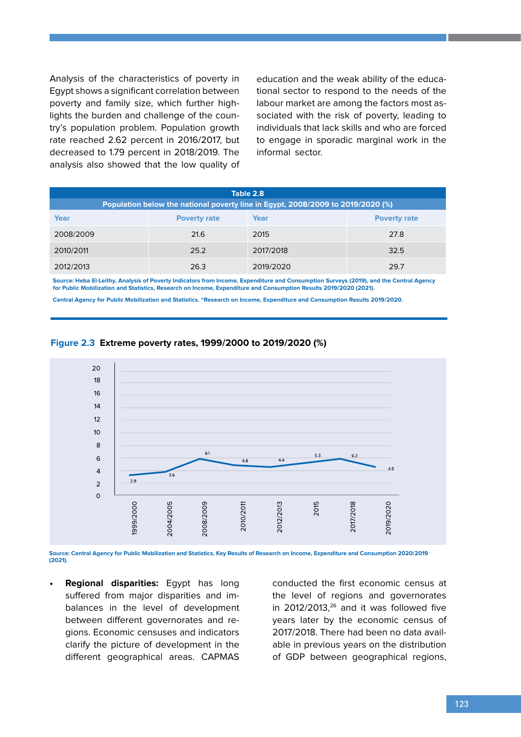Analysis of the characteristics of poverty in Egypt shows a significant correlation between poverty and family size, which further highlights the burden and challenge of the country's population problem. Population growth rate reached 2.62 percent in 2016/2017, but decreased to 1.79 percent in 2018/2019. The analysis also showed that the low quality of education and the weak ability of the educational sector to respond to the needs of the labour market are among the factors most associated with the risk of poverty, leading to individuals that lack skills and who are forced to engage in sporadic marginal work in the informal sector.

**Table 2.8**

**Population below the national poverty line in Egypt, 2008/2009 to 2019/2020 (%)**

| Year | Poverty rate | Year | Poverty rate |
|---|---|---|---|
| 2008/2009 | 21.6 | 2015 | 27.8 |
| 2010/2011 | 25.2 | 2017/2018 | 32.5 |
| 2012/2013 | 26.3 | 2019/2020 | 29.7 |

Source: Heba El-Leithy, Analysis of Poverty Indicators from Income, Expenditure and Consumption Surveys (2019), and the Central Agency for Public Mobilization and Statistics, Research on Income, Expenditure and Consumption Results 2019/2020 (2021).

Central Agency for Public Mobilization and Statistics. "Research on Income, Expenditure and Consumption Results 2019/2020.

**Figure 2.3** **Extreme poverty rates, 1999/2000 to 2019/2020 (%)**

| Year | Extreme poverty rate |
|---|---|
| 1999/2000 | 2.9 |
| 2004/2005 | 3.6 |
| 2008/2009 | 6.1 |
| 2010/2011 | 4.8 |
| 2012/2013 | 4.4 |
| 2015 | 5.3 |
| 2017/2018 | 6.2 |
| 2019/2020 | 4.5 |

Source: Central Agency for Public Mobilization and Statistics, Key Results of Research on Income, Expenditure and Consumption 2020/2019 (2021).

- **Regional disparities:** Egypt has long suffered from major disparities and imbalances in the level of development between different governorates and regions. Economic censuses and indicators clarify the picture of development in the different geographical areas. CAPMAS conducted the first economic census at the level of regions and governorates in 2012/2013,[26] and it was followed five years later by the economic census of 2017/2018. There had been no data available in previous years on the distribution of GDP between geographical regions,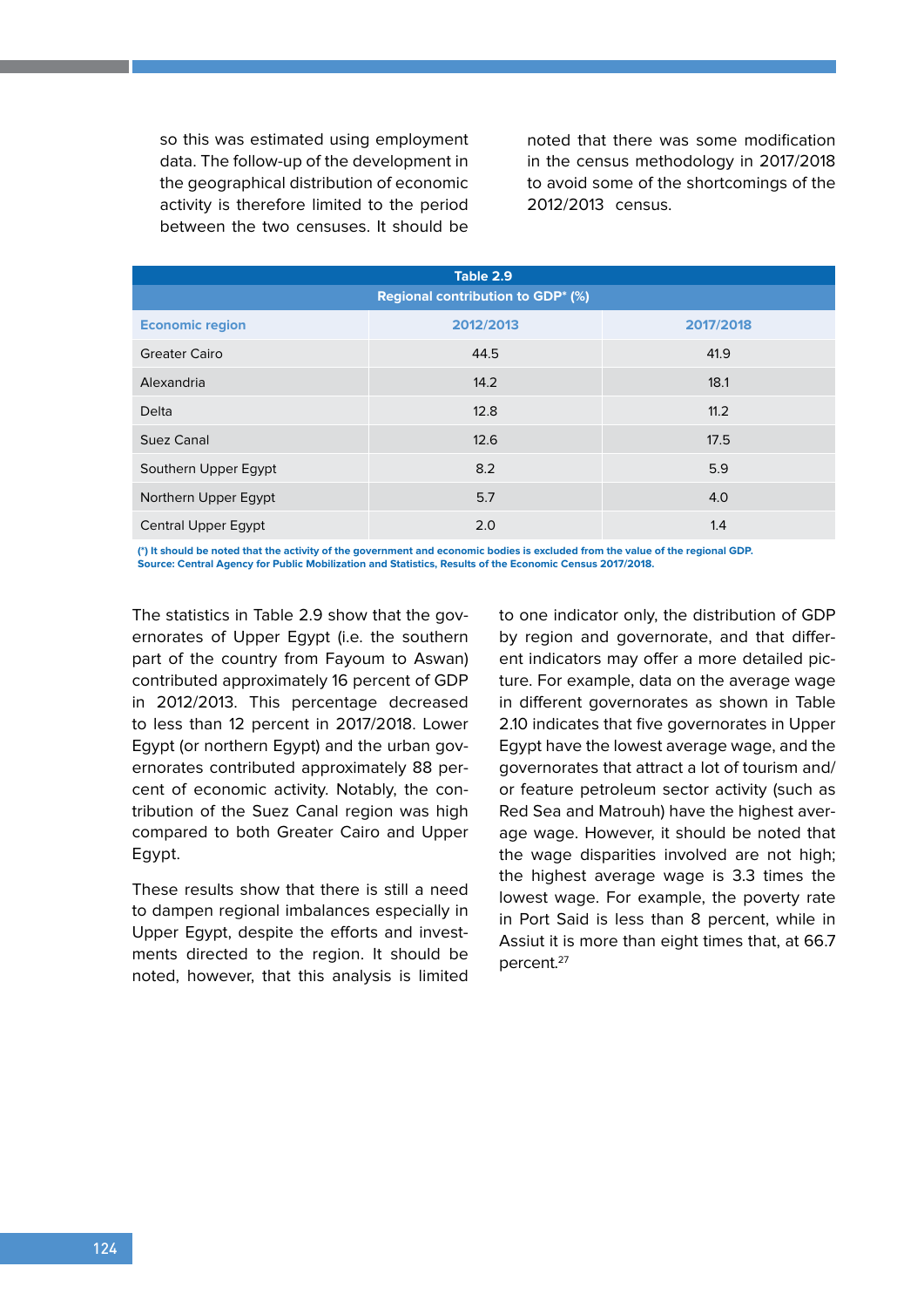so this was estimated using employment data. The follow-up of the development in the geographical distribution of economic activity is therefore limited to the period between the two censuses. It should be noted that there was some modification in the census methodology in 2017/2018 to avoid some of the shortcomings of the 2012/2013 census.

**Table 2.9**

**Regional contribution to GDP* (%)**

| Economic region | 2012/2013 | 2017/2018 |
|---|---|---|
| Greater Cairo | 44.5 | 41.9 |
| Alexandria | 14.2 | 18.1 |
| Delta | 12.8 | 11.2 |
| Suez Canal | 12.6 | 17.5 |
| Southern Upper Egypt | 8.2 | 5.9 |
| Northern Upper Egypt | 5.7 | 4.0 |
| Central Upper Egypt | 2.0 | 1.4 |

(*) It should be noted that the activity of the government and economic bodies is excluded from the value of the regional GDP.
Source: Central Agency for Public Mobilization and Statistics, Results of the Economic Census 2017/2018.

The statistics in Table 2.9 show that the governorates of Upper Egypt (i.e. the southern part of the country from Fayoum to Aswan) contributed approximately 16 percent of GDP in 2012/2013. This percentage decreased to less than 12 percent in 2017/2018. Lower Egypt (or northern Egypt) and the urban governorates contributed approximately 88 percent of economic activity. Notably, the contribution of the Suez Canal region was high compared to both Greater Cairo and Upper Egypt.

These results show that there is still a need to dampen regional imbalances especially in Upper Egypt, despite the efforts and investments directed to the region. It should be noted, however, that this analysis is limited to one indicator only, the distribution of GDP by region and governorate, and that different indicators may offer a more detailed picture. For example, data on the average wage in different governorates as shown in Table 2.10 indicates that five governorates in Upper Egypt have the lowest average wage, and the governorates that attract a lot of tourism and/or feature petroleum sector activity (such as Red Sea and Matrouh) have the highest average wage. However, it should be noted that the wage disparities involved are not high; the highest average wage is 3.3 times the lowest wage. For example, the poverty rate in Port Said is less than 8 percent, while in Assiut it is more than eight times that, at 66.7 percent.[27]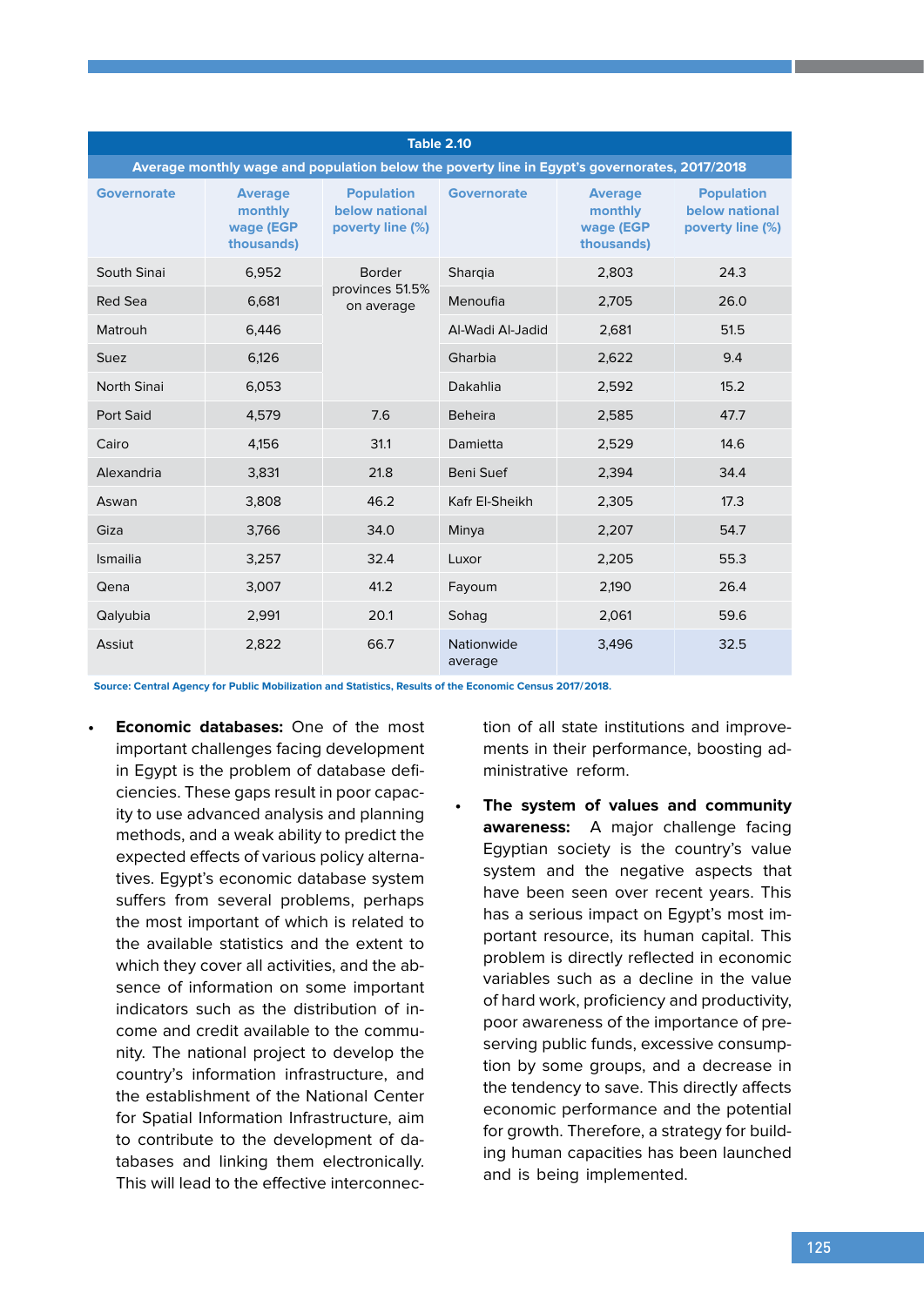Table 2.10

Average monthly wage and population below the poverty line in Egypt's governorates, 2017/2018

| Governorate | Average monthly wage (EGP thousands) | Population below national poverty line (%) | Governorate | Average monthly wage (EGP thousands) | Population below national poverty line (%) |
|---|---|---|---|---|---|
| South Sinai | 6,952 | Border provinces 51.5% on average | Sharqia | 2,803 | 24.3 |
| Red Sea | 6,681 | | Menoufia | 2,705 | 26.0 |
| Matrouh | 6,446 | | Al-Wadi Al-Jadid | 2,681 | 51.5 |
| Suez | 6,126 | | Gharbia | 2,622 | 9.4 |
| North Sinai | 6,053 | | Dakahlia | 2,592 | 15.2 |
| Port Said | 4,579 | 7.6 | Beheira | 2,585 | 47.7 |
| Cairo | 4,156 | 31.1 | Damietta | 2,529 | 14.6 |
| Alexandria | 3,831 | 21.8 | Beni Suef | 2,394 | 34.4 |
| Aswan | 3,808 | 46.2 | Kafr El-Sheikh | 2,305 | 17.3 |
| Giza | 3,766 | 34.0 | Minya | 2,207 | 54.7 |
| Ismailia | 3,257 | 32.4 | Luxor | 2,205 | 55.3 |
| Qena | 3,007 | 41.2 | Fayoum | 2,190 | 26.4 |
| Qalyubia | 2,991 | 20.1 | Sohag | 2,061 | 59.6 |
| Assiut | 2,822 | 66.7 | Nationwide average | 3,496 | 32.5 |

Source: Central Agency for Public Mobilization and Statistics, Results of the Economic Census 2017/2018.

- **Economic databases:** One of the most important challenges facing development in Egypt is the problem of database deficiencies. These gaps result in poor capacity to use advanced analysis and planning methods, and a weak ability to predict the expected effects of various policy alternatives. Egypt's economic database system suffers from several problems, perhaps the most important of which is related to the available statistics and the extent to which they cover all activities, and the absence of information on some important indicators such as the distribution of income and credit available to the community. The national project to develop the country's information infrastructure, and the establishment of the National Center for Spatial Information Infrastructure, aim to contribute to the development of databases and linking them electronically. This will lead to the effective interconnection of all state institutions and improvements in their performance, boosting administrative reform.

- **The system of values and community awareness:** A major challenge facing Egyptian society is the country's value system and the negative aspects that have been seen over recent years. This has a serious impact on Egypt's most important resource, its human capital. This problem is directly reflected in economic variables such as a decline in the value of hard work, proficiency and productivity, poor awareness of the importance of preserving public funds, excessive consumption by some groups, and a decrease in the tendency to save. This directly affects economic performance and the potential for growth. Therefore, a strategy for building human capacities has been launched and is being implemented.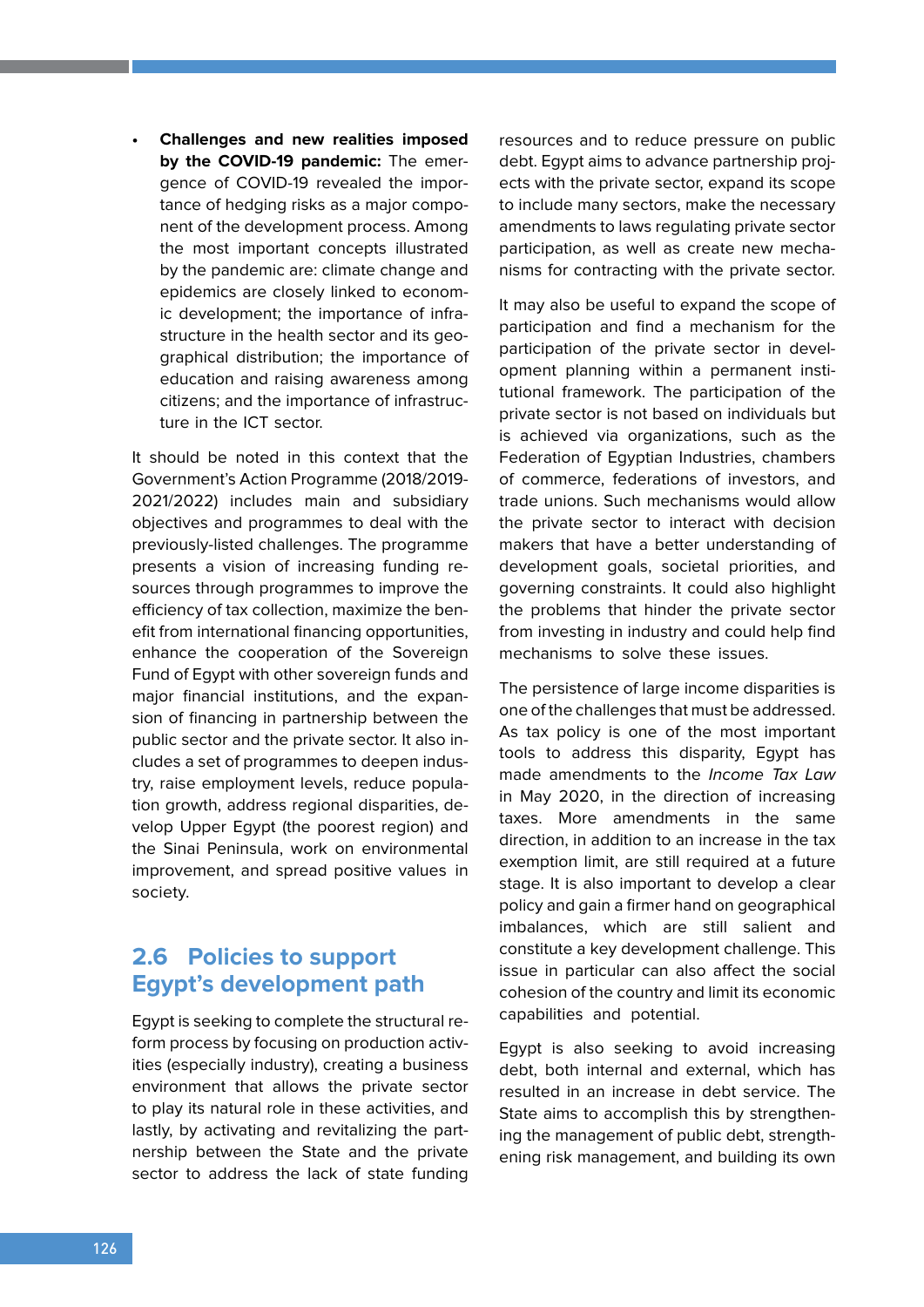- **Challenges and new realities imposed by the COVID-19 pandemic:** The emergence of COVID-19 revealed the importance of hedging risks as a major component of the development process. Among the most important concepts illustrated by the pandemic are: climate change and epidemics are closely linked to economic development; the importance of infrastructure in the health sector and its geographical distribution; the importance of education and raising awareness among citizens; and the importance of infrastructure in the ICT sector.

It should be noted in this context that the Government's Action Programme (2018/2019-2021/2022) includes main and subsidiary objectives and programmes to deal with the previously-listed challenges. The programme presents a vision of increasing funding resources through programmes to improve the efficiency of tax collection, maximize the benefit from international financing opportunities, enhance the cooperation of the Sovereign Fund of Egypt with other sovereign funds and major financial institutions, and the expansion of financing in partnership between the public sector and the private sector. It also includes a set of programmes to deepen industry, raise employment levels, reduce population growth, address regional disparities, develop Upper Egypt (the poorest region) and the Sinai Peninsula, work on environmental improvement, and spread positive values in society.

## 2.6 Policies to support Egypt's development path

Egypt is seeking to complete the structural reform process by focusing on production activities (especially industry), creating a business environment that allows the private sector to play its natural role in these activities, and lastly, by activating and revitalizing the partnership between the State and the private sector to address the lack of state funding resources and to reduce pressure on public debt. Egypt aims to advance partnership projects with the private sector, expand its scope to include many sectors, make the necessary amendments to laws regulating private sector participation, as well as create new mechanisms for contracting with the private sector.

It may also be useful to expand the scope of participation and find a mechanism for the participation of the private sector in development planning within a permanent institutional framework. The participation of the private sector is not based on individuals but is achieved via organizations, such as the Federation of Egyptian Industries, chambers of commerce, federations of investors, and trade unions. Such mechanisms would allow the private sector to interact with decision makers that have a better understanding of development goals, societal priorities, and governing constraints. It could also highlight the problems that hinder the private sector from investing in industry and could help find mechanisms to solve these issues.

The persistence of large income disparities is one of the challenges that must be addressed. As tax policy is one of the most important tools to address this disparity, Egypt has made amendments to the *Income Tax Law* in May 2020, in the direction of increasing taxes. More amendments in the same direction, in addition to an increase in the tax exemption limit, are still required at a future stage. It is also important to develop a clear policy and gain a firmer hand on geographical imbalances, which are still salient and constitute a key development challenge. This issue in particular can also affect the social cohesion of the country and limit its economic capabilities and potential.

Egypt is also seeking to avoid increasing debt, both internal and external, which has resulted in an increase in debt service. The State aims to accomplish this by strengthening the management of public debt, strengthening risk management, and building its own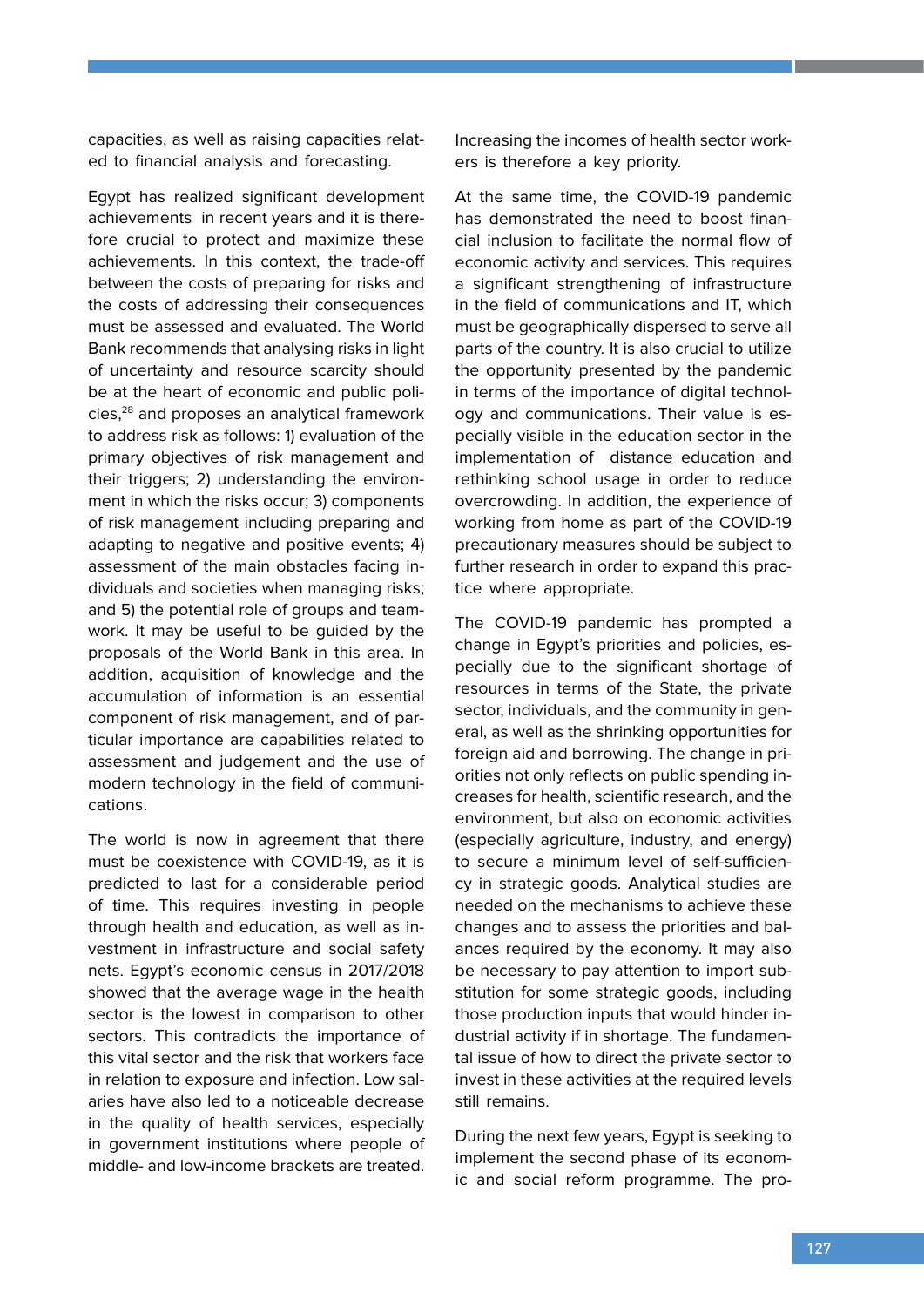capacities, as well as raising capacities related to financial analysis and forecasting.

Egypt has realized significant development achievements in recent years and it is therefore crucial to protect and maximize these achievements. In this context, the trade-off between the costs of preparing for risks and the costs of addressing their consequences must be assessed and evaluated. The World Bank recommends that analysing risks in light of uncertainty and resource scarcity should be at the heart of economic and public policies,[28] and proposes an analytical framework to address risk as follows: 1) evaluation of the primary objectives of risk management and their triggers; 2) understanding the environment in which the risks occur; 3) components of risk management including preparing and adapting to negative and positive events; 4) assessment of the main obstacles facing individuals and societies when managing risks; and 5) the potential role of groups and teamwork. It may be useful to be guided by the proposals of the World Bank in this area. In addition, acquisition of knowledge and the accumulation of information is an essential component of risk management, and of particular importance are capabilities related to assessment and judgement and the use of modern technology in the field of communications.

The world is now in agreement that there must be coexistence with COVID-19, as it is predicted to last for a considerable period of time. This requires investing in people through health and education, as well as investment in infrastructure and social safety nets. Egypt's economic census in 2017/2018 showed that the average wage in the health sector is the lowest in comparison to other sectors. This contradicts the importance of this vital sector and the risk that workers face in relation to exposure and infection. Low salaries have also led to a noticeable decrease in the quality of health services, especially in government institutions where people of middle- and low-income brackets are treated. Increasing the incomes of health sector workers is therefore a key priority.

At the same time, the COVID-19 pandemic has demonstrated the need to boost financial inclusion to facilitate the normal flow of economic activity and services. This requires a significant strengthening of infrastructure in the field of communications and IT, which must be geographically dispersed to serve all parts of the country. It is also crucial to utilize the opportunity presented by the pandemic in terms of the importance of digital technology and communications. Their value is especially visible in the education sector in the implementation of distance education and rethinking school usage in order to reduce overcrowding. In addition, the experience of working from home as part of the COVID-19 precautionary measures should be subject to further research in order to expand this practice where appropriate.

The COVID-19 pandemic has prompted a change in Egypt's priorities and policies, especially due to the significant shortage of resources in terms of the State, the private sector, individuals, and the community in general, as well as the shrinking opportunities for foreign aid and borrowing. The change in priorities not only reflects on public spending increases for health, scientific research, and the environment, but also on economic activities (especially agriculture, industry, and energy) to secure a minimum level of self-sufficiency in strategic goods. Analytical studies are needed on the mechanisms to achieve these changes and to assess the priorities and balances required by the economy. It may also be necessary to pay attention to import substitution for some strategic goods, including those production inputs that would hinder industrial activity if in shortage. The fundamental issue of how to direct the private sector to invest in these activities at the required levels still remains.

During the next few years, Egypt is seeking to implement the second phase of its economic and social reform programme. The pro-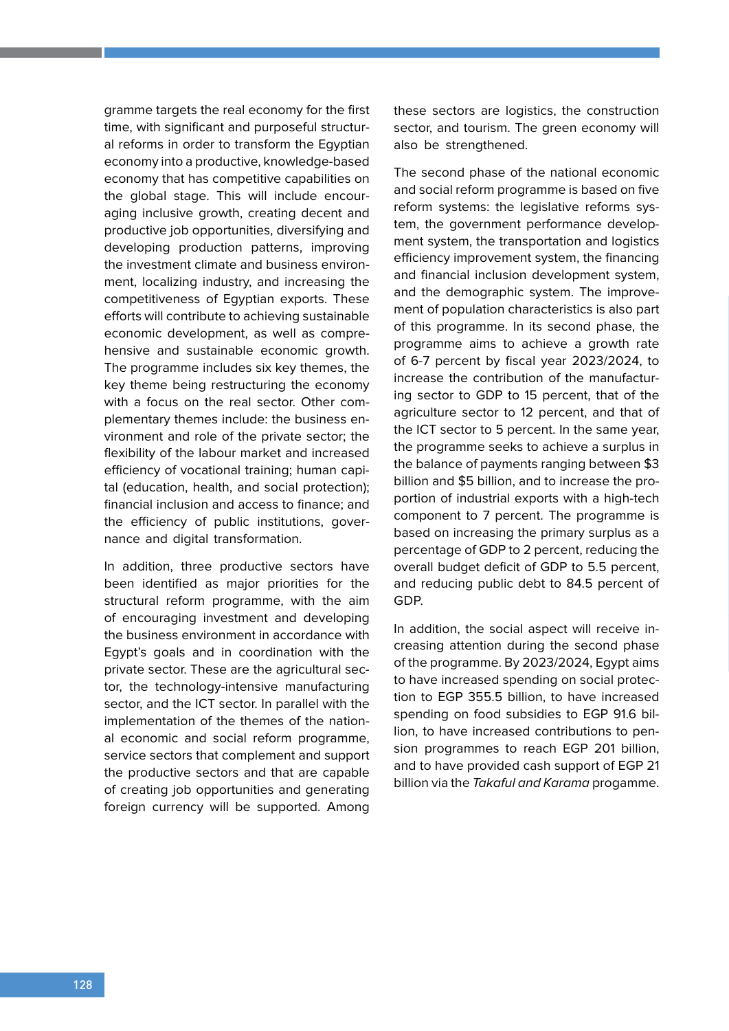gramme targets the real economy for the first time, with significant and purposeful structural reforms in order to transform the Egyptian economy into a productive, knowledge-based economy that has competitive capabilities on the global stage. This will include encouraging inclusive growth, creating decent and productive job opportunities, diversifying and developing production patterns, improving the investment climate and business environment, localizing industry, and increasing the competitiveness of Egyptian exports. These efforts will contribute to achieving sustainable economic development, as well as comprehensive and sustainable economic growth. The programme includes six key themes, the key theme being restructuring the economy with a focus on the real sector. Other complementary themes include: the business environment and role of the private sector; the flexibility of the labour market and increased efficiency of vocational training; human capital (education, health, and social protection); financial inclusion and access to finance; and the efficiency of public institutions, governance and digital transformation.

In addition, three productive sectors have been identified as major priorities for the structural reform programme, with the aim of encouraging investment and developing the business environment in accordance with Egypt's goals and in coordination with the private sector. These are the agricultural sector, the technology-intensive manufacturing sector, and the ICT sector. In parallel with the implementation of the themes of the national economic and social reform programme, service sectors that complement and support the productive sectors and that are capable of creating job opportunities and generating foreign currency will be supported. Among these sectors are logistics, the construction sector, and tourism. The green economy will also be strengthened.

The second phase of the national economic and social reform programme is based on five reform systems: the legislative reforms system, the government performance development system, the transportation and logistics efficiency improvement system, the financing and financial inclusion development system, and the demographic system. The improvement of population characteristics is also part of this programme. In its second phase, the programme aims to achieve a growth rate of 6-7 percent by fiscal year 2023/2024, to increase the contribution of the manufacturing sector to GDP to 15 percent, that of the agriculture sector to 12 percent, and that of the ICT sector to 5 percent. In the same year, the programme seeks to achieve a surplus in the balance of payments ranging between $3 billion and $5 billion, and to increase the proportion of industrial exports with a high-tech component to 7 percent. The programme is based on increasing the primary surplus as a percentage of GDP to 2 percent, reducing the overall budget deficit of GDP to 5.5 percent, and reducing public debt to 84.5 percent of GDP.

In addition, the social aspect will receive increasing attention during the second phase of the programme. By 2023/2024, Egypt aims to have increased spending on social protection to EGP 355.5 billion, to have increased spending on food subsidies to EGP 91.6 billion, to have increased contributions to pension programmes to reach EGP 201 billion, and to have provided cash support of EGP 21 billion via the *Takaful and Karama* progamme.